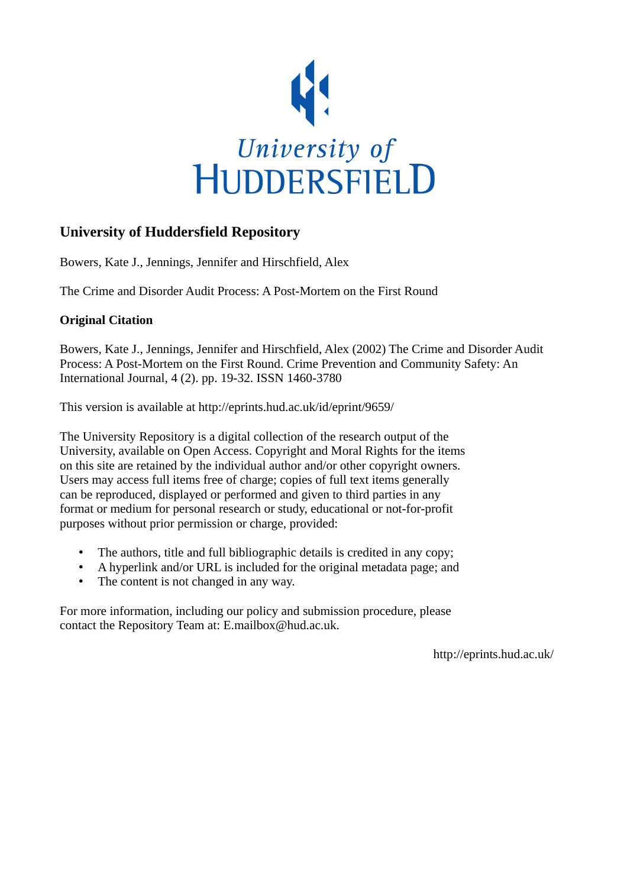University of Huddersfield

## University of Huddersfield Repository

Bowers, Kate J., Jennings, Jennifer and Hirschfield, Alex

The Crime and Disorder Audit Process: A Post-Mortem on the First Round

### Original Citation

Bowers, Kate J., Jennings, Jennifer and Hirschfield, Alex (2002) The Crime and Disorder Audit Process: A Post-Mortem on the First Round. Crime Prevention and Community Safety: An International Journal, 4 (2). pp. 19-32. ISSN 1460-3780

This version is available at http://eprints.hud.ac.uk/id/eprint/9659/

The University Repository is a digital collection of the research output of the University, available on Open Access. Copyright and Moral Rights for the items on this site are retained by the individual author and/or other copyright owners. Users may access full items free of charge; copies of full text items generally can be reproduced, displayed or performed and given to third parties in any format or medium for personal research or study, educational or not-for-profit purposes without prior permission or charge, provided:

- The authors, title and full bibliographic details is credited in any copy;
- A hyperlink and/or URL is included for the original metadata page; and
- The content is not changed in any way.

For more information, including our policy and submission procedure, please contact the Repository Team at: E.mailbox@hud.ac.uk.

http://eprints.hud.ac.uk/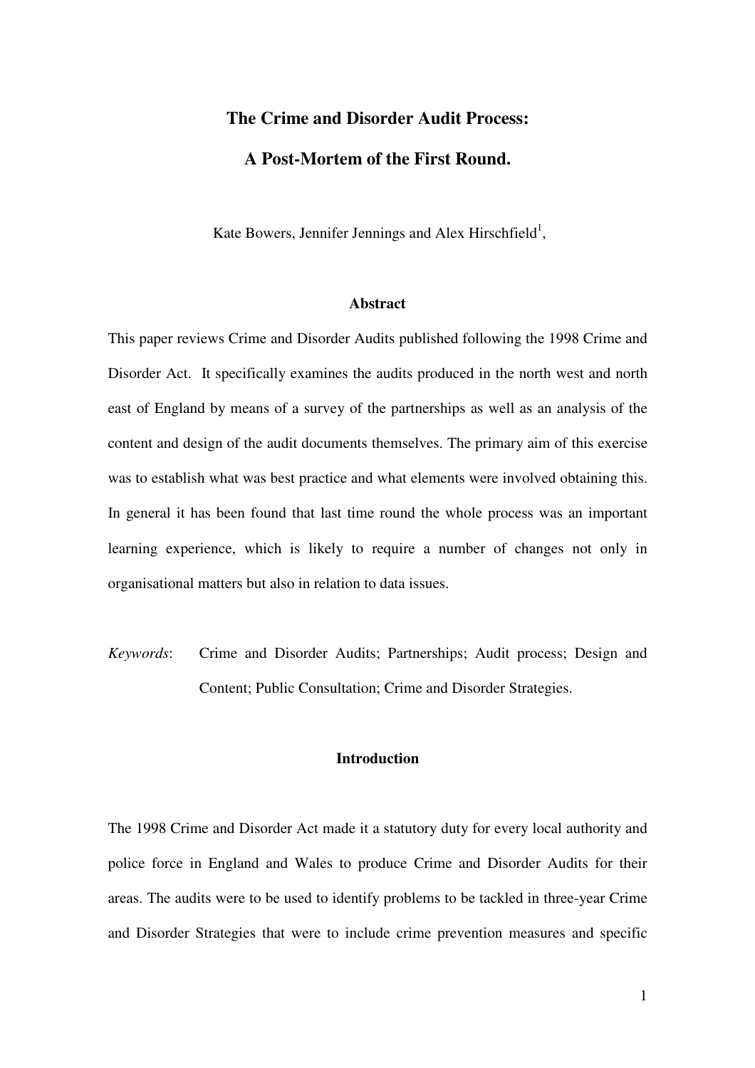# The Crime and Disorder Audit Process:

# A Post-Mortem of the First Round.

Kate Bowers, Jennifer Jennings and Alex Hirschfield[1],

## Abstract

This paper reviews Crime and Disorder Audits published following the 1998 Crime and Disorder Act. It specifically examines the audits produced in the north west and north east of England by means of a survey of the partnerships as well as an analysis of the content and design of the audit documents themselves. The primary aim of this exercise was to establish what was best practice and what elements were involved obtaining this. In general it has been found that last time round the whole process was an important learning experience, which is likely to require a number of changes not only in organisational matters but also in relation to data issues.

*Keywords*: Crime and Disorder Audits; Partnerships; Audit process; Design and Content; Public Consultation; Crime and Disorder Strategies.

## Introduction

The 1998 Crime and Disorder Act made it a statutory duty for every local authority and police force in England and Wales to produce Crime and Disorder Audits for their areas. The audits were to be used to identify problems to be tackled in three-year Crime and Disorder Strategies that were to include crime prevention measures and specific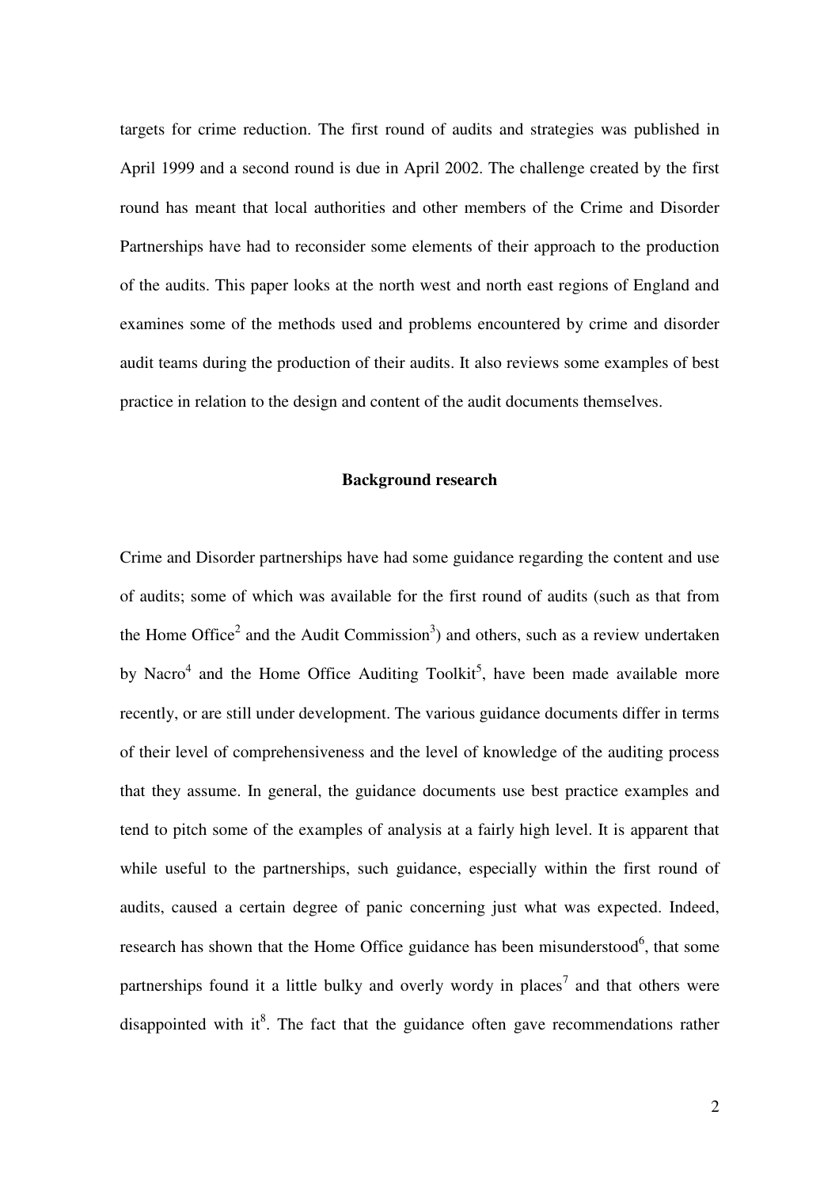targets for crime reduction. The first round of audits and strategies was published in April 1999 and a second round is due in April 2002. The challenge created by the first round has meant that local authorities and other members of the Crime and Disorder Partnerships have had to reconsider some elements of their approach to the production of the audits. This paper looks at the north west and north east regions of England and examines some of the methods used and problems encountered by crime and disorder audit teams during the production of their audits. It also reviews some examples of best practice in relation to the design and content of the audit documents themselves.

## Background research

Crime and Disorder partnerships have had some guidance regarding the content and use of audits; some of which was available for the first round of audits (such as that from the Home Office[2] and the Audit Commission[3]) and others, such as a review undertaken by Nacro[4] and the Home Office Auditing Toolkit[5], have been made available more recently, or are still under development. The various guidance documents differ in terms of their level of comprehensiveness and the level of knowledge of the auditing process that they assume. In general, the guidance documents use best practice examples and tend to pitch some of the examples of analysis at a fairly high level. It is apparent that while useful to the partnerships, such guidance, especially within the first round of audits, caused a certain degree of panic concerning just what was expected. Indeed, research has shown that the Home Office guidance has been misunderstood[6], that some partnerships found it a little bulky and overly wordy in places[7] and that others were disappointed with it[8]. The fact that the guidance often gave recommendations rather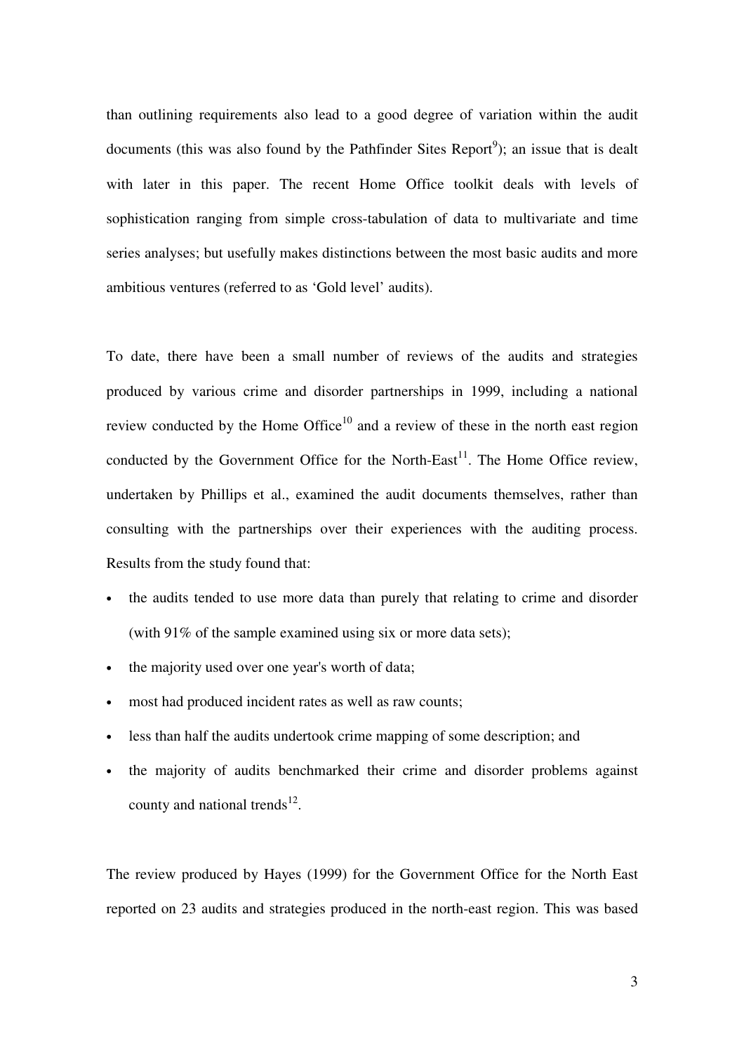than outlining requirements also lead to a good degree of variation within the audit documents (this was also found by the Pathfinder Sites Report[9]); an issue that is dealt with later in this paper. The recent Home Office toolkit deals with levels of sophistication ranging from simple cross-tabulation of data to multivariate and time series analyses; but usefully makes distinctions between the most basic audits and more ambitious ventures (referred to as 'Gold level' audits).

To date, there have been a small number of reviews of the audits and strategies produced by various crime and disorder partnerships in 1999, including a national review conducted by the Home Office[10] and a review of these in the north east region conducted by the Government Office for the North-East[11]. The Home Office review, undertaken by Phillips et al., examined the audit documents themselves, rather than consulting with the partnerships over their experiences with the auditing process. Results from the study found that:

- the audits tended to use more data than purely that relating to crime and disorder (with 91% of the sample examined using six or more data sets);
- the majority used over one year's worth of data;
- most had produced incident rates as well as raw counts;
- less than half the audits undertook crime mapping of some description; and
- the majority of audits benchmarked their crime and disorder problems against county and national trends[12].

The review produced by Hayes (1999) for the Government Office for the North East reported on 23 audits and strategies produced in the north-east region. This was based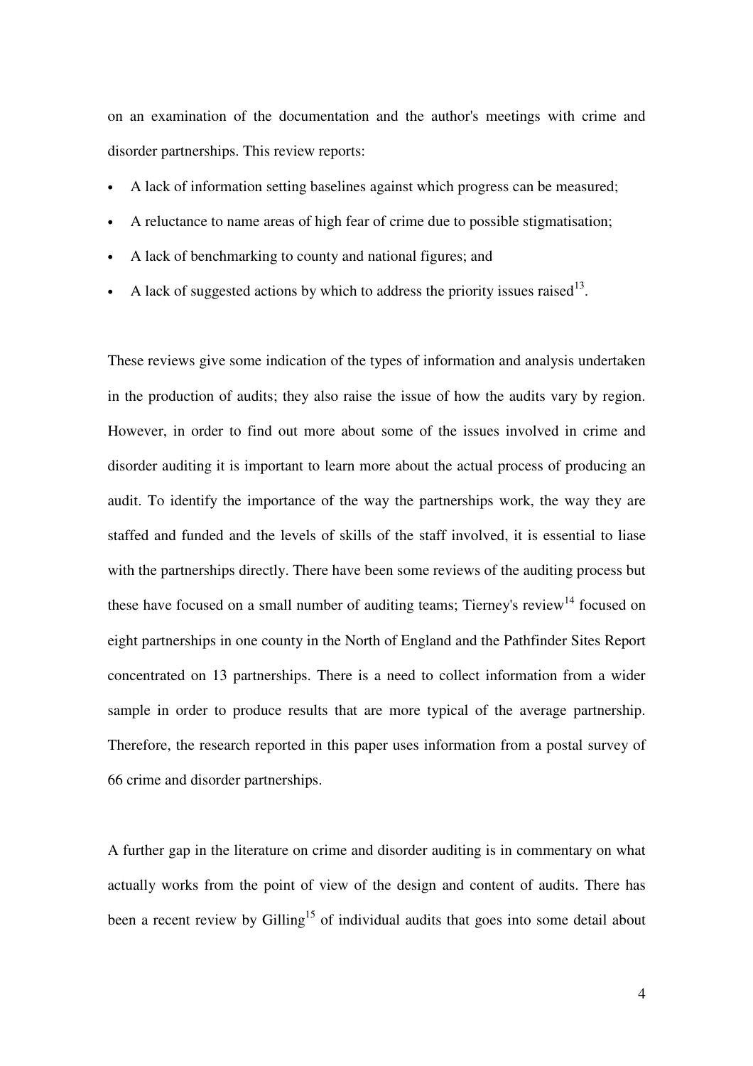on an examination of the documentation and the author's meetings with crime and disorder partnerships. This review reports:

- A lack of information setting baselines against which progress can be measured;
- A reluctance to name areas of high fear of crime due to possible stigmatisation;
- A lack of benchmarking to county and national figures; and
- A lack of suggested actions by which to address the priority issues raised[13].

These reviews give some indication of the types of information and analysis undertaken in the production of audits; they also raise the issue of how the audits vary by region. However, in order to find out more about some of the issues involved in crime and disorder auditing it is important to learn more about the actual process of producing an audit. To identify the importance of the way the partnerships work, the way they are staffed and funded and the levels of skills of the staff involved, it is essential to liase with the partnerships directly. There have been some reviews of the auditing process but these have focused on a small number of auditing teams; Tierney's review[14] focused on eight partnerships in one county in the North of England and the Pathfinder Sites Report concentrated on 13 partnerships. There is a need to collect information from a wider sample in order to produce results that are more typical of the average partnership. Therefore, the research reported in this paper uses information from a postal survey of 66 crime and disorder partnerships.

A further gap in the literature on crime and disorder auditing is in commentary on what actually works from the point of view of the design and content of audits. There has been a recent review by Gilling[15] of individual audits that goes into some detail about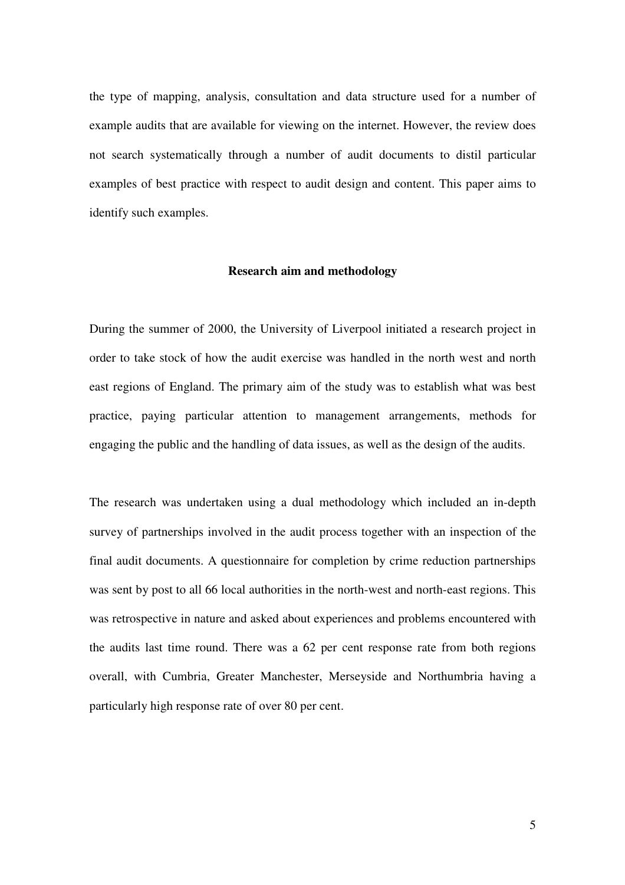the type of mapping, analysis, consultation and data structure used for a number of example audits that are available for viewing on the internet. However, the review does not search systematically through a number of audit documents to distil particular examples of best practice with respect to audit design and content. This paper aims to identify such examples.

## Research aim and methodology

During the summer of 2000, the University of Liverpool initiated a research project in order to take stock of how the audit exercise was handled in the north west and north east regions of England. The primary aim of the study was to establish what was best practice, paying particular attention to management arrangements, methods for engaging the public and the handling of data issues, as well as the design of the audits.

The research was undertaken using a dual methodology which included an in-depth survey of partnerships involved in the audit process together with an inspection of the final audit documents. A questionnaire for completion by crime reduction partnerships was sent by post to all 66 local authorities in the north-west and north-east regions. This was retrospective in nature and asked about experiences and problems encountered with the audits last time round. There was a 62 per cent response rate from both regions overall, with Cumbria, Greater Manchester, Merseyside and Northumbria having a particularly high response rate of over 80 per cent.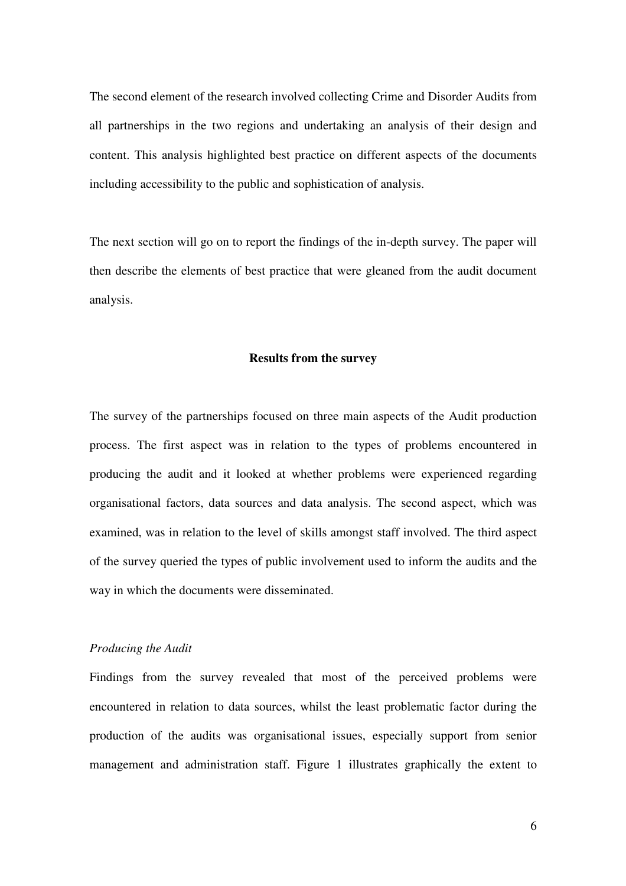The second element of the research involved collecting Crime and Disorder Audits from all partnerships in the two regions and undertaking an analysis of their design and content. This analysis highlighted best practice on different aspects of the documents including accessibility to the public and sophistication of analysis.

The next section will go on to report the findings of the in-depth survey. The paper will then describe the elements of best practice that were gleaned from the audit document analysis.

## Results from the survey

The survey of the partnerships focused on three main aspects of the Audit production process. The first aspect was in relation to the types of problems encountered in producing the audit and it looked at whether problems were experienced regarding organisational factors, data sources and data analysis. The second aspect, which was examined, was in relation to the level of skills amongst staff involved. The third aspect of the survey queried the types of public involvement used to inform the audits and the way in which the documents were disseminated.

### *Producing the Audit*

Findings from the survey revealed that most of the perceived problems were encountered in relation to data sources, whilst the least problematic factor during the production of the audits was organisational issues, especially support from senior management and administration staff. Figure 1 illustrates graphically the extent to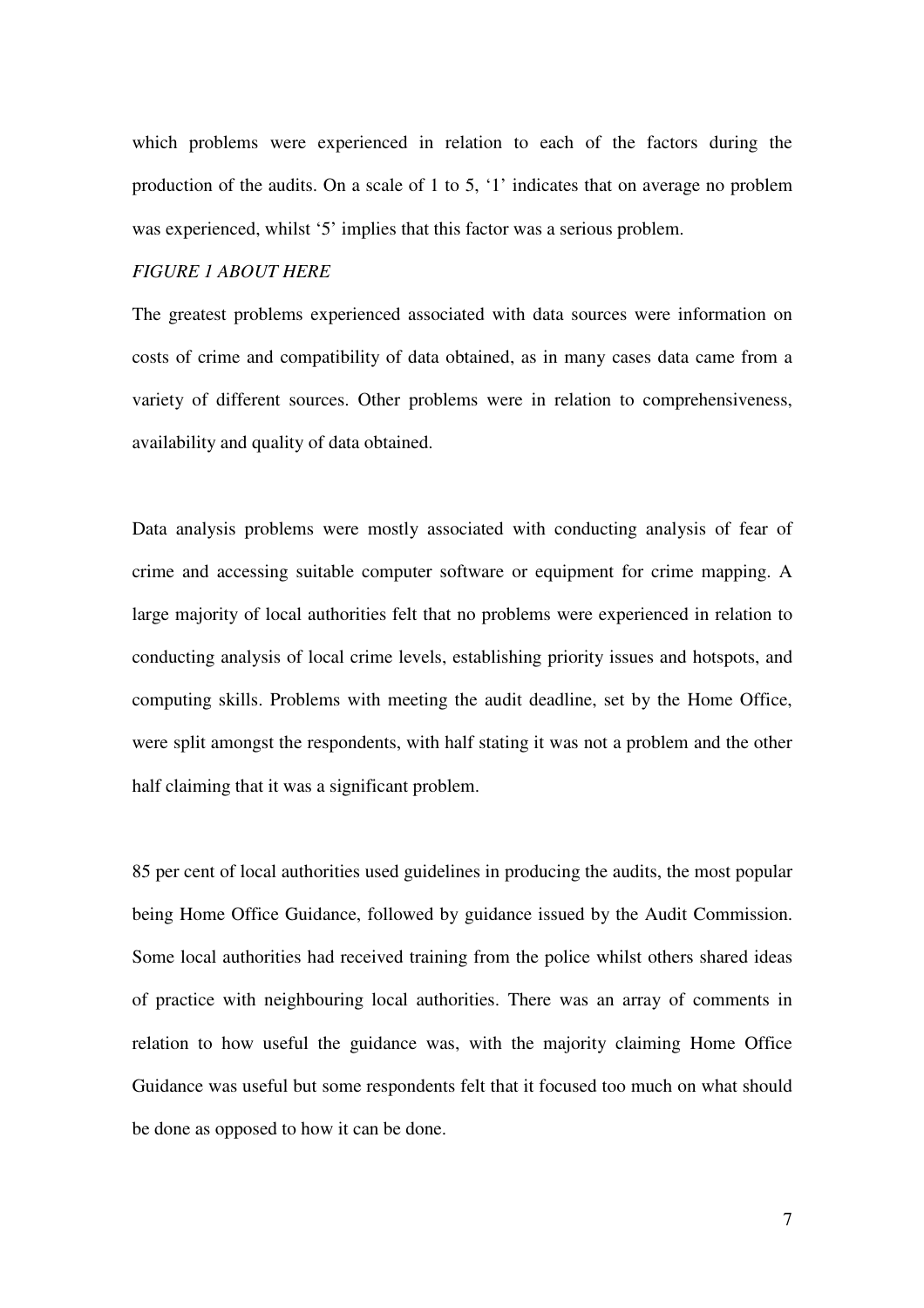which problems were experienced in relation to each of the factors during the production of the audits. On a scale of 1 to 5, '1' indicates that on average no problem was experienced, whilst '5' implies that this factor was a serious problem.

*FIGURE 1 ABOUT HERE*

The greatest problems experienced associated with data sources were information on costs of crime and compatibility of data obtained, as in many cases data came from a variety of different sources. Other problems were in relation to comprehensiveness, availability and quality of data obtained.

Data analysis problems were mostly associated with conducting analysis of fear of crime and accessing suitable computer software or equipment for crime mapping. A large majority of local authorities felt that no problems were experienced in relation to conducting analysis of local crime levels, establishing priority issues and hotspots, and computing skills. Problems with meeting the audit deadline, set by the Home Office, were split amongst the respondents, with half stating it was not a problem and the other half claiming that it was a significant problem.

85 per cent of local authorities used guidelines in producing the audits, the most popular being Home Office Guidance, followed by guidance issued by the Audit Commission. Some local authorities had received training from the police whilst others shared ideas of practice with neighbouring local authorities. There was an array of comments in relation to how useful the guidance was, with the majority claiming Home Office Guidance was useful but some respondents felt that it focused too much on what should be done as opposed to how it can be done.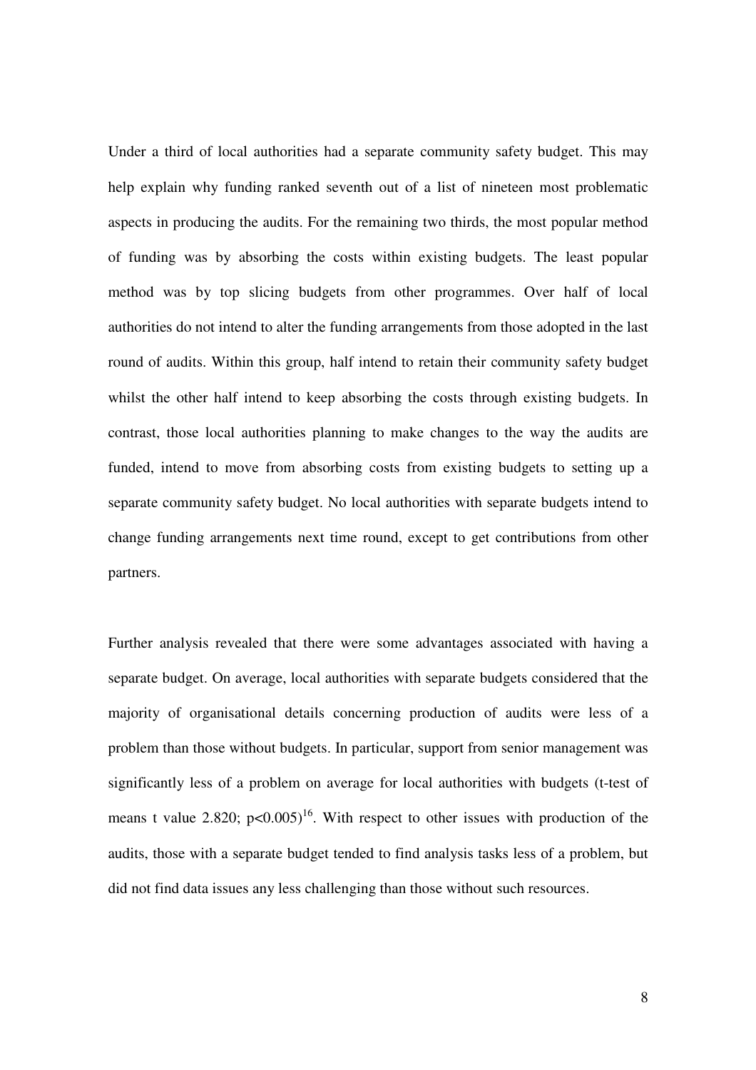Under a third of local authorities had a separate community safety budget. This may help explain why funding ranked seventh out of a list of nineteen most problematic aspects in producing the audits. For the remaining two thirds, the most popular method of funding was by absorbing the costs within existing budgets. The least popular method was by top slicing budgets from other programmes. Over half of local authorities do not intend to alter the funding arrangements from those adopted in the last round of audits. Within this group, half intend to retain their community safety budget whilst the other half intend to keep absorbing the costs through existing budgets. In contrast, those local authorities planning to make changes to the way the audits are funded, intend to move from absorbing costs from existing budgets to setting up a separate community safety budget. No local authorities with separate budgets intend to change funding arrangements next time round, except to get contributions from other partners.

Further analysis revealed that there were some advantages associated with having a separate budget. On average, local authorities with separate budgets considered that the majority of organisational details concerning production of audits were less of a problem than those without budgets. In particular, support from senior management was significantly less of a problem on average for local authorities with budgets (t-test of means t value 2.820; $p<0.005$)[16]. With respect to other issues with production of the audits, those with a separate budget tended to find analysis tasks less of a problem, but did not find data issues any less challenging than those without such resources.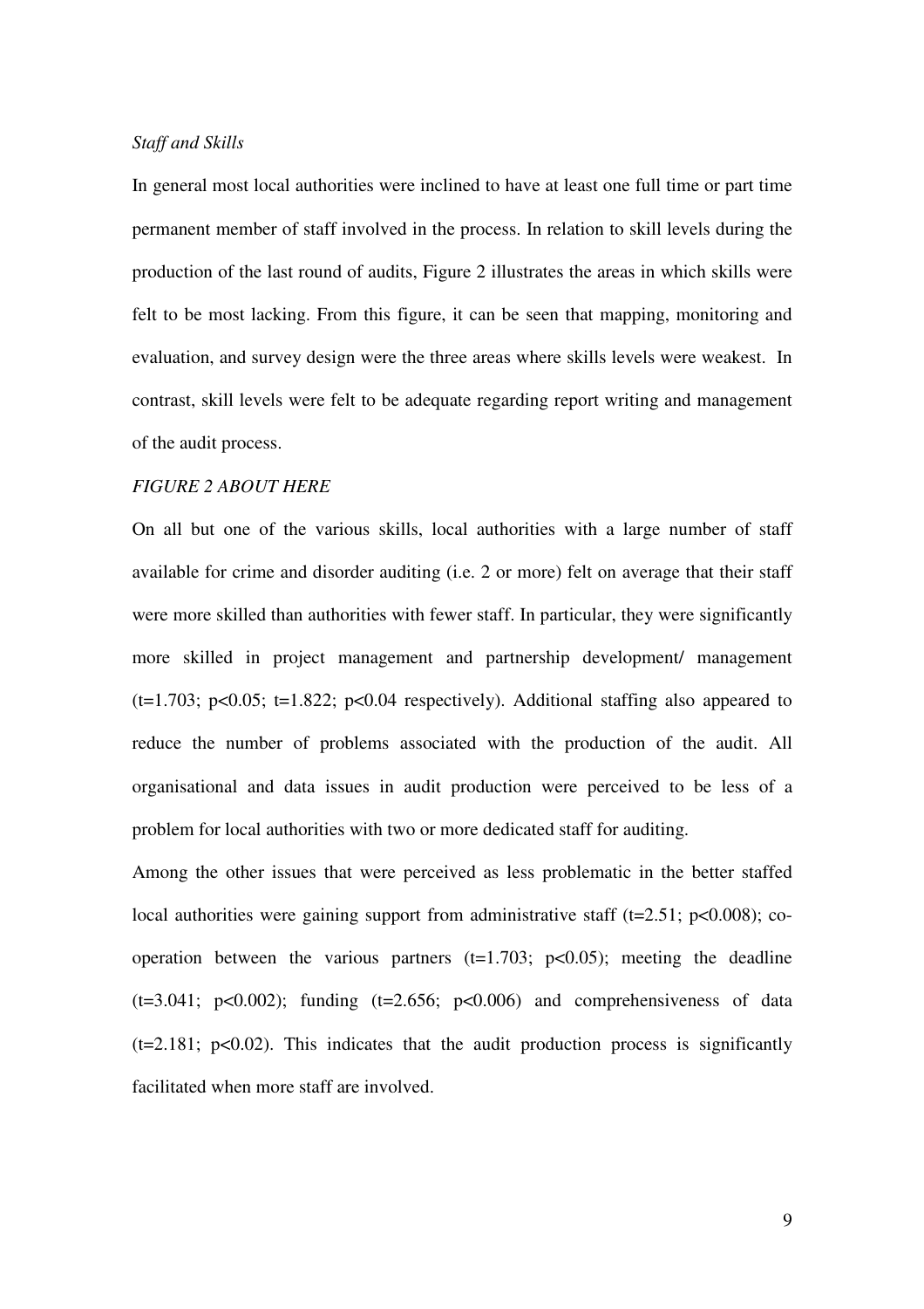*Staff and Skills*

In general most local authorities were inclined to have at least one full time or part time permanent member of staff involved in the process. In relation to skill levels during the production of the last round of audits, Figure 2 illustrates the areas in which skills were felt to be most lacking. From this figure, it can be seen that mapping, monitoring and evaluation, and survey design were the three areas where skills levels were weakest. In contrast, skill levels were felt to be adequate regarding report writing and management of the audit process.

*FIGURE 2 ABOUT HERE*

On all but one of the various skills, local authorities with a large number of staff available for crime and disorder auditing (i.e. 2 or more) felt on average that their staff were more skilled than authorities with fewer staff. In particular, they were significantly more skilled in project management and partnership development/ management ($t=1.703$; $p<0.05$; $t=1.822$; $p<0.04$ respectively). Additional staffing also appeared to reduce the number of problems associated with the production of the audit. All organisational and data issues in audit production were perceived to be less of a problem for local authorities with two or more dedicated staff for auditing.

Among the other issues that were perceived as less problematic in the better staffed local authorities were gaining support from administrative staff ($t=2.51$; $p<0.008$); co-operation between the various partners ($t=1.703$; $p<0.05$); meeting the deadline ($t=3.041$; $p<0.002$); funding ($t=2.656$; $p<0.006$) and comprehensiveness of data ($t=2.181$; $p<0.02$). This indicates that the audit production process is significantly facilitated when more staff are involved.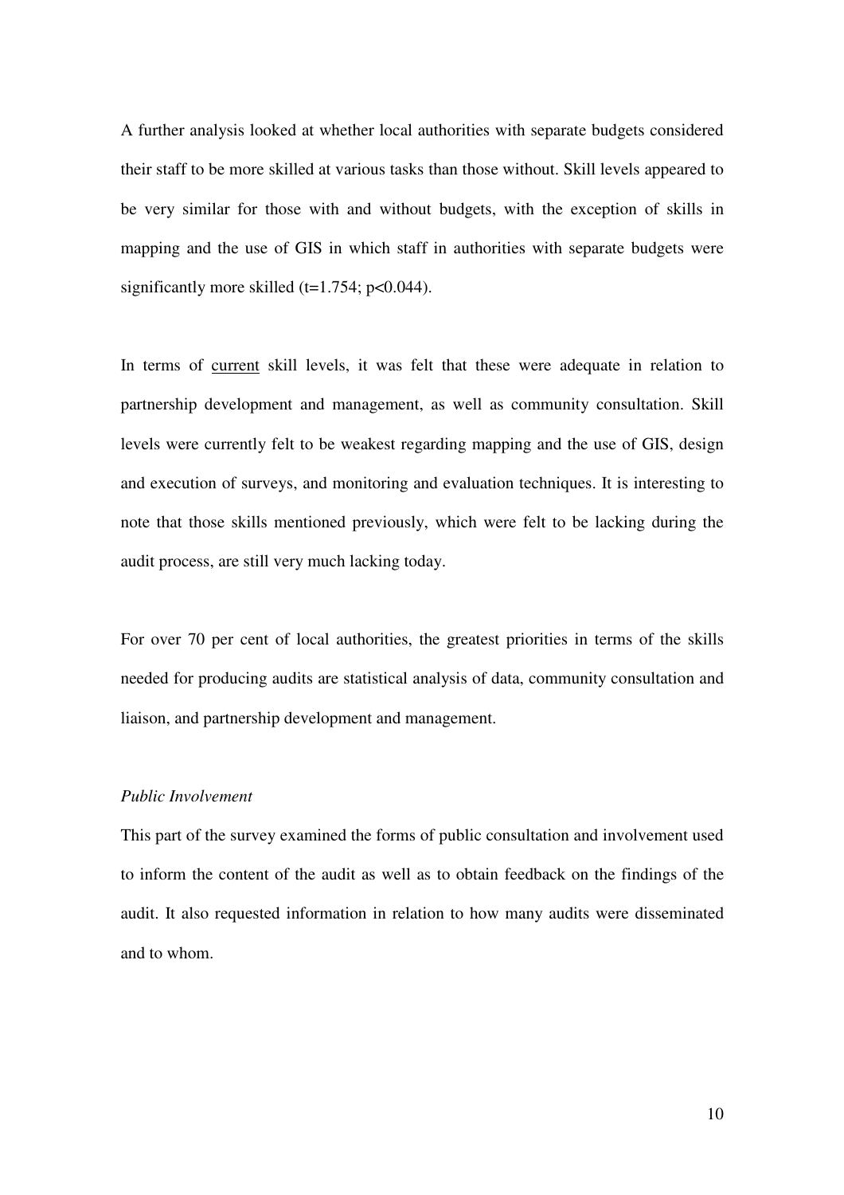A further analysis looked at whether local authorities with separate budgets considered their staff to be more skilled at various tasks than those without. Skill levels appeared to be very similar for those with and without budgets, with the exception of skills in mapping and the use of GIS in which staff in authorities with separate budgets were significantly more skilled ($t=1.754$; $p<0.044$).

In terms of <u>current</u> skill levels, it was felt that these were adequate in relation to partnership development and management, as well as community consultation. Skill levels were currently felt to be weakest regarding mapping and the use of GIS, design and execution of surveys, and monitoring and evaluation techniques. It is interesting to note that those skills mentioned previously, which were felt to be lacking during the audit process, are still very much lacking today.

For over 70 per cent of local authorities, the greatest priorities in terms of the skills needed for producing audits are statistical analysis of data, community consultation and liaison, and partnership development and management.

*Public Involvement*

This part of the survey examined the forms of public consultation and involvement used to inform the content of the audit as well as to obtain feedback on the findings of the audit. It also requested information in relation to how many audits were disseminated and to whom.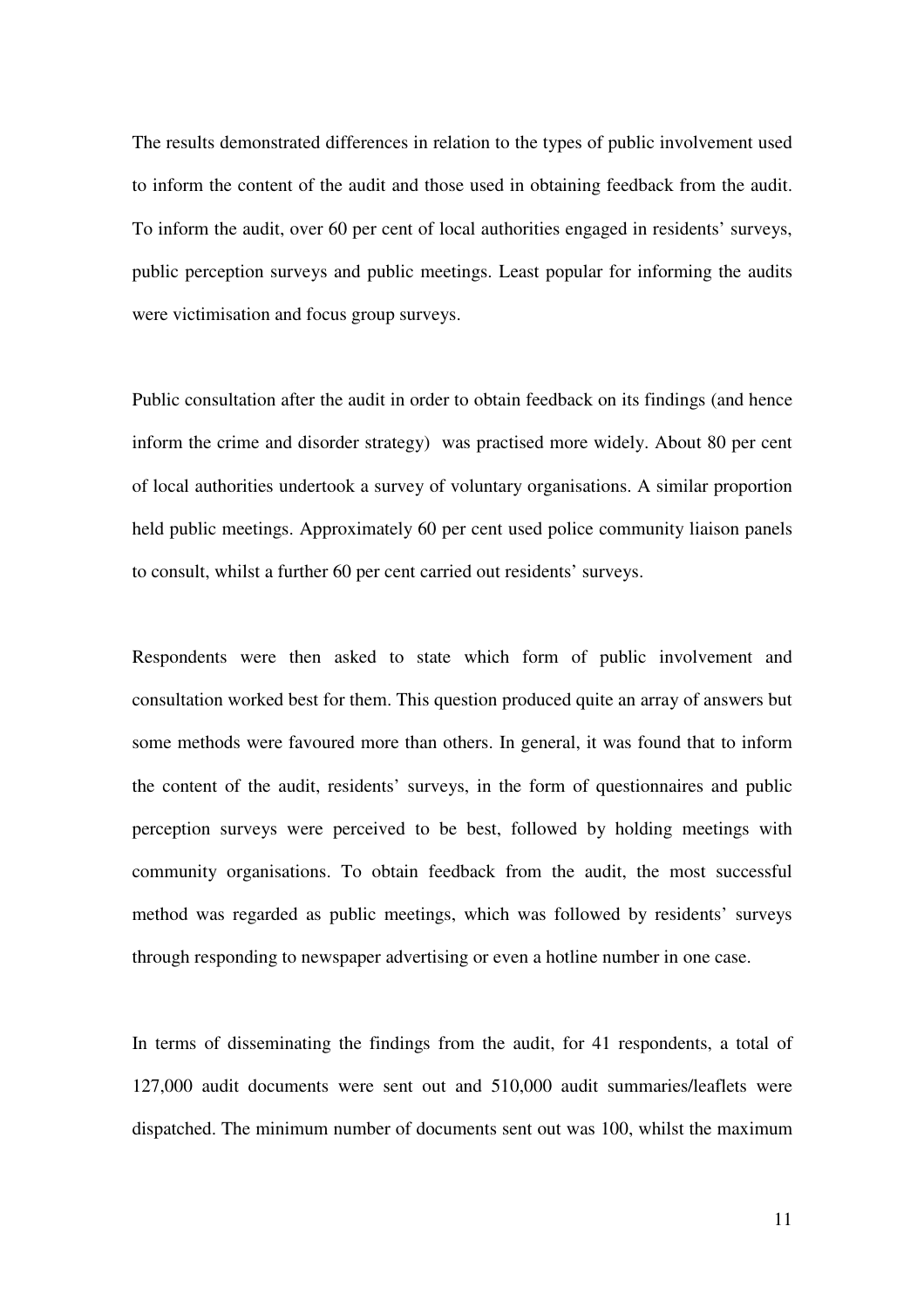The results demonstrated differences in relation to the types of public involvement used to inform the content of the audit and those used in obtaining feedback from the audit. To inform the audit, over 60 per cent of local authorities engaged in residents' surveys, public perception surveys and public meetings. Least popular for informing the audits were victimisation and focus group surveys.

Public consultation after the audit in order to obtain feedback on its findings (and hence inform the crime and disorder strategy) was practised more widely. About 80 per cent of local authorities undertook a survey of voluntary organisations. A similar proportion held public meetings. Approximately 60 per cent used police community liaison panels to consult, whilst a further 60 per cent carried out residents' surveys.

Respondents were then asked to state which form of public involvement and consultation worked best for them. This question produced quite an array of answers but some methods were favoured more than others. In general, it was found that to inform the content of the audit, residents' surveys, in the form of questionnaires and public perception surveys were perceived to be best, followed by holding meetings with community organisations. To obtain feedback from the audit, the most successful method was regarded as public meetings, which was followed by residents' surveys through responding to newspaper advertising or even a hotline number in one case.

In terms of disseminating the findings from the audit, for 41 respondents, a total of 127,000 audit documents were sent out and 510,000 audit summaries/leaflets were dispatched. The minimum number of documents sent out was 100, whilst the maximum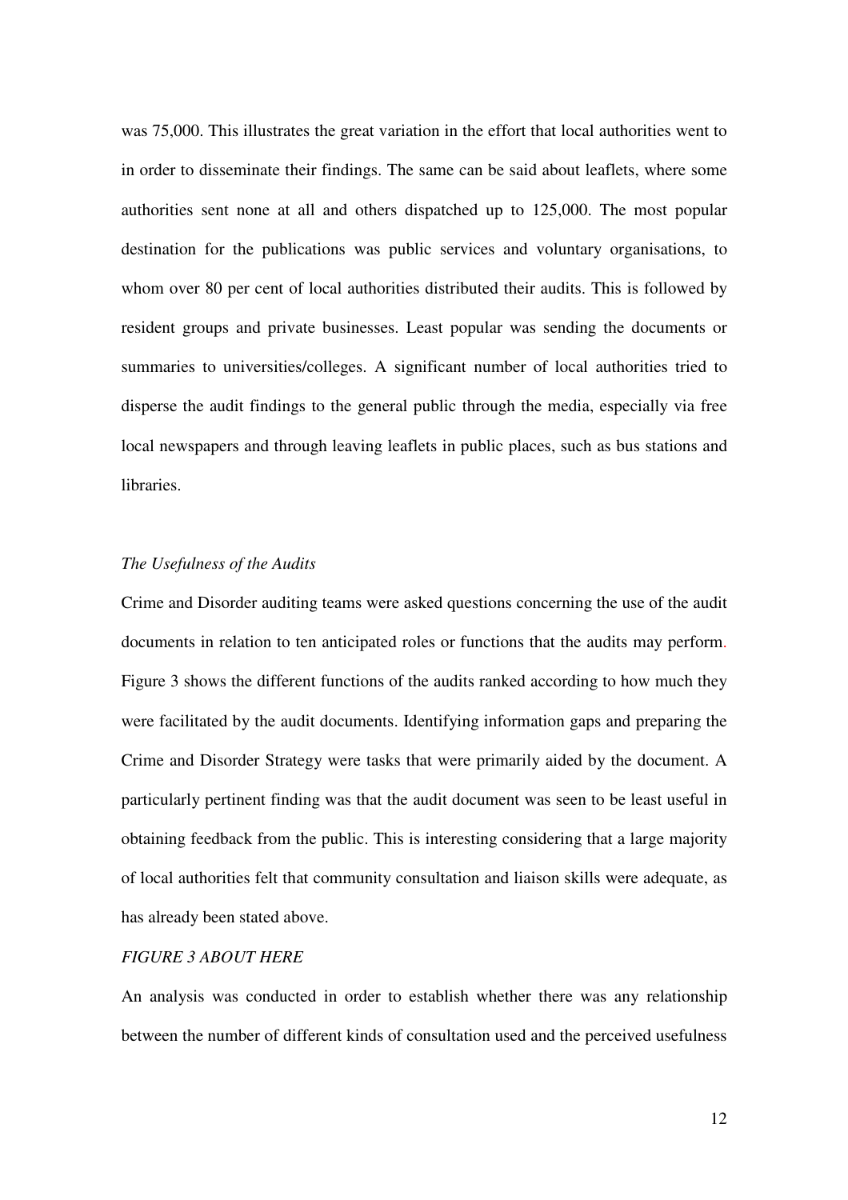was 75,000. This illustrates the great variation in the effort that local authorities went to in order to disseminate their findings. The same can be said about leaflets, where some authorities sent none at all and others dispatched up to 125,000. The most popular destination for the publications was public services and voluntary organisations, to whom over 80 per cent of local authorities distributed their audits. This is followed by resident groups and private businesses. Least popular was sending the documents or summaries to universities/colleges. A significant number of local authorities tried to disperse the audit findings to the general public through the media, especially via free local newspapers and through leaving leaflets in public places, such as bus stations and libraries.

*The Usefulness of the Audits*

Crime and Disorder auditing teams were asked questions concerning the use of the audit documents in relation to ten anticipated roles or functions that the audits may perform. Figure 3 shows the different functions of the audits ranked according to how much they were facilitated by the audit documents. Identifying information gaps and preparing the Crime and Disorder Strategy were tasks that were primarily aided by the document. A particularly pertinent finding was that the audit document was seen to be least useful in obtaining feedback from the public. This is interesting considering that a large majority of local authorities felt that community consultation and liaison skills were adequate, as has already been stated above.

*FIGURE 3 ABOUT HERE*

An analysis was conducted in order to establish whether there was any relationship between the number of different kinds of consultation used and the perceived usefulness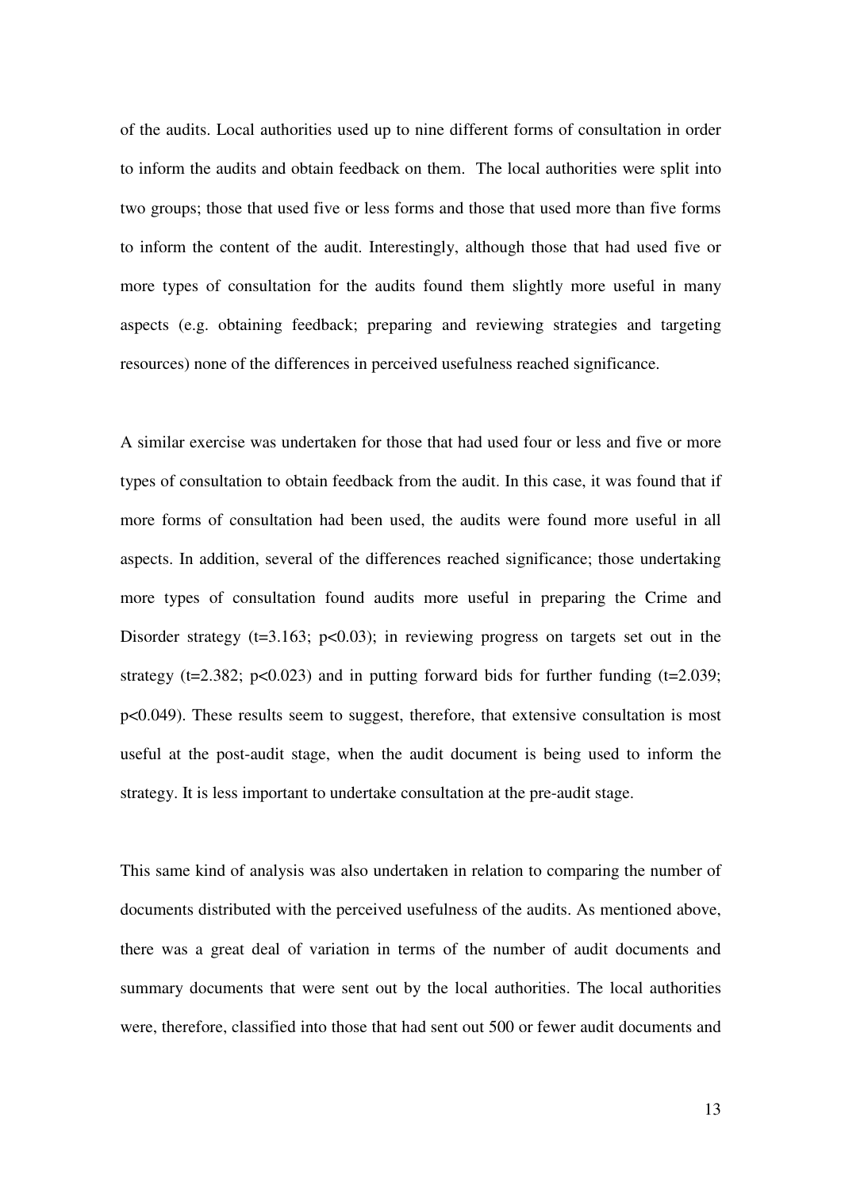of the audits. Local authorities used up to nine different forms of consultation in order to inform the audits and obtain feedback on them. The local authorities were split into two groups; those that used five or less forms and those that used more than five forms to inform the content of the audit. Interestingly, although those that had used five or more types of consultation for the audits found them slightly more useful in many aspects (e.g. obtaining feedback; preparing and reviewing strategies and targeting resources) none of the differences in perceived usefulness reached significance.

A similar exercise was undertaken for those that had used four or less and five or more types of consultation to obtain feedback from the audit. In this case, it was found that if more forms of consultation had been used, the audits were found more useful in all aspects. In addition, several of the differences reached significance; those undertaking more types of consultation found audits more useful in preparing the Crime and Disorder strategy ($t=3.163$; $p<0.03$); in reviewing progress on targets set out in the strategy ($t=2.382$; $p<0.023$) and in putting forward bids for further funding ($t=2.039$; $p<0.049$). These results seem to suggest, therefore, that extensive consultation is most useful at the post-audit stage, when the audit document is being used to inform the strategy. It is less important to undertake consultation at the pre-audit stage.

This same kind of analysis was also undertaken in relation to comparing the number of documents distributed with the perceived usefulness of the audits. As mentioned above, there was a great deal of variation in terms of the number of audit documents and summary documents that were sent out by the local authorities. The local authorities were, therefore, classified into those that had sent out 500 or fewer audit documents and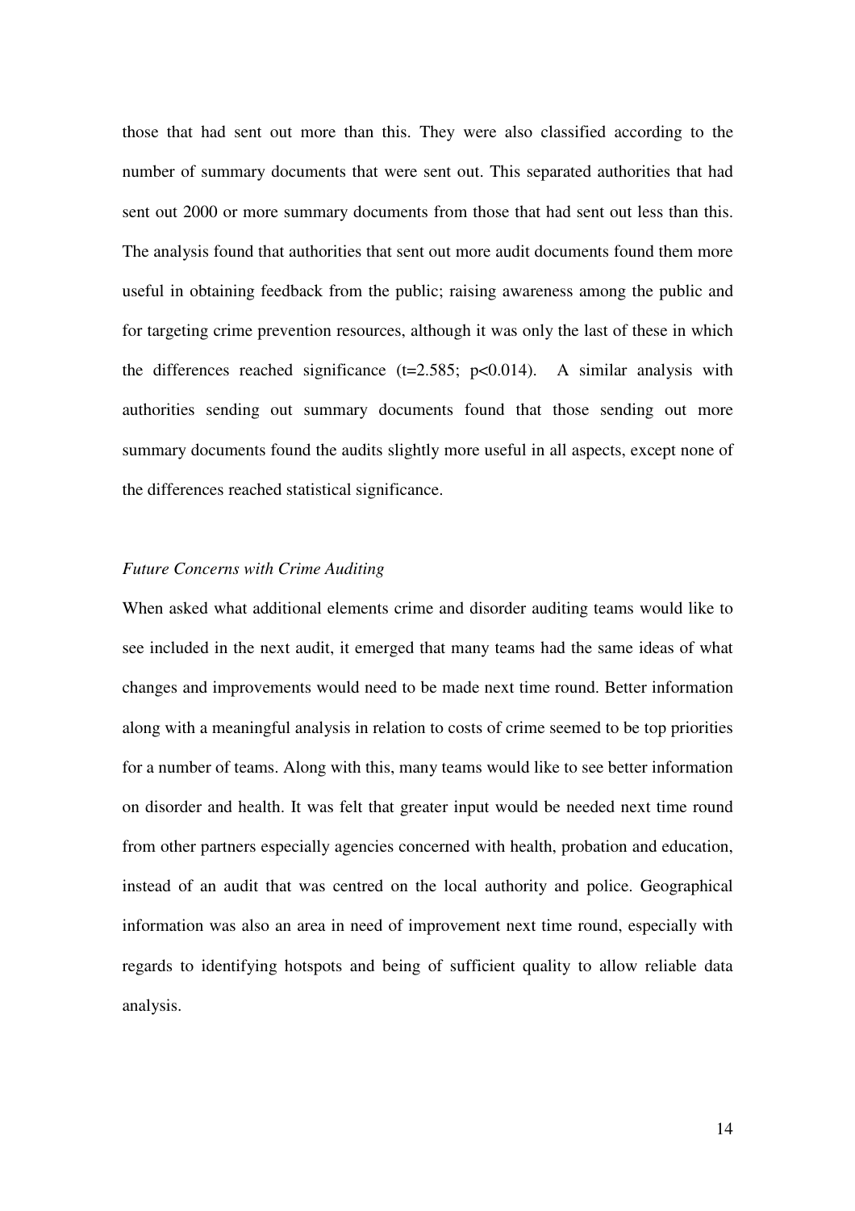those that had sent out more than this. They were also classified according to the number of summary documents that were sent out. This separated authorities that had sent out 2000 or more summary documents from those that had sent out less than this. The analysis found that authorities that sent out more audit documents found them more useful in obtaining feedback from the public; raising awareness among the public and for targeting crime prevention resources, although it was only the last of these in which the differences reached significance ($t=2.585$; $p<0.014$). A similar analysis with authorities sending out summary documents found that those sending out more summary documents found the audits slightly more useful in all aspects, except none of the differences reached statistical significance.

*Future Concerns with Crime Auditing*

When asked what additional elements crime and disorder auditing teams would like to see included in the next audit, it emerged that many teams had the same ideas of what changes and improvements would need to be made next time round. Better information along with a meaningful analysis in relation to costs of crime seemed to be top priorities for a number of teams. Along with this, many teams would like to see better information on disorder and health. It was felt that greater input would be needed next time round from other partners especially agencies concerned with health, probation and education, instead of an audit that was centred on the local authority and police. Geographical information was also an area in need of improvement next time round, especially with regards to identifying hotspots and being of sufficient quality to allow reliable data analysis.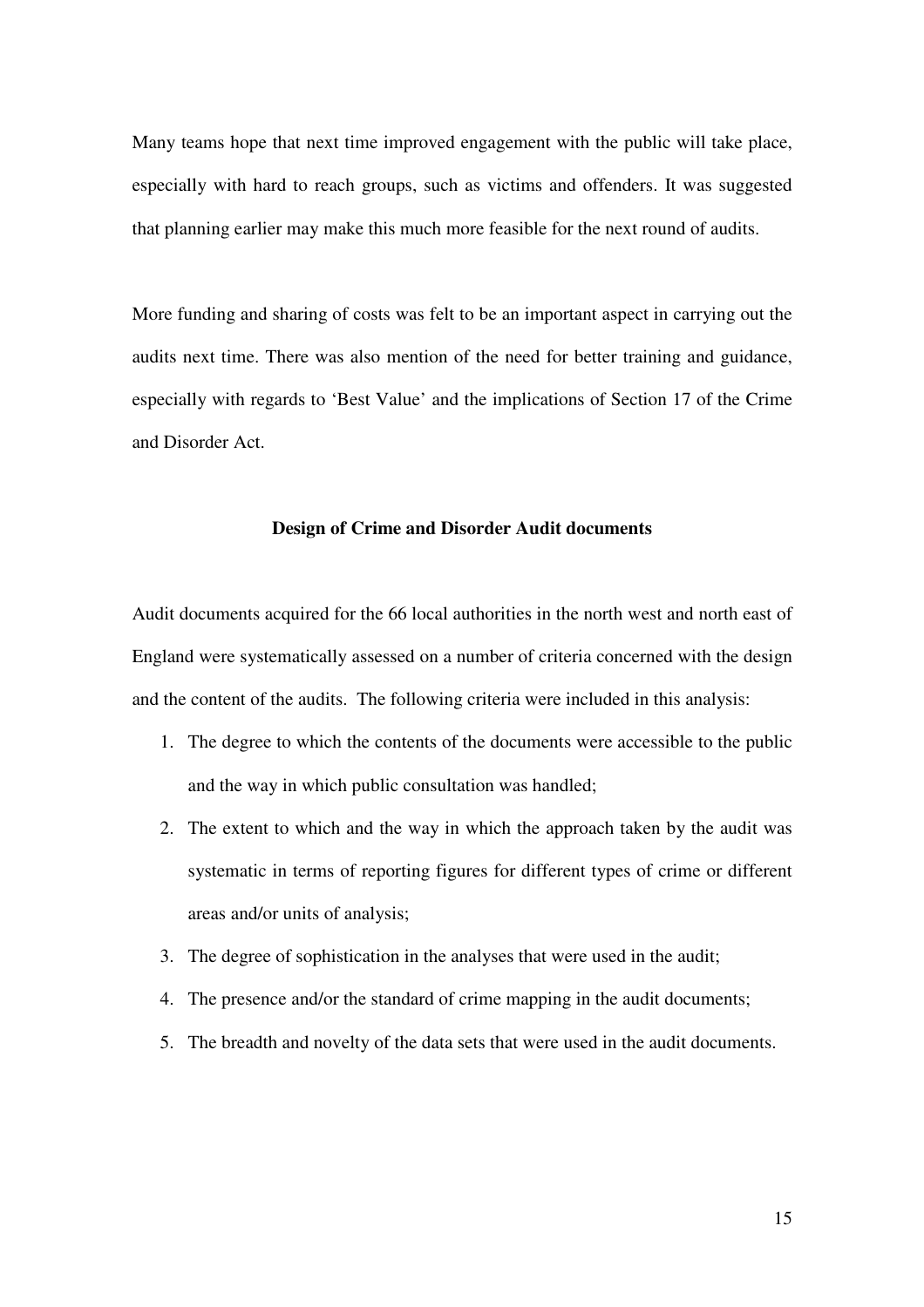Many teams hope that next time improved engagement with the public will take place, especially with hard to reach groups, such as victims and offenders. It was suggested that planning earlier may make this much more feasible for the next round of audits.

More funding and sharing of costs was felt to be an important aspect in carrying out the audits next time. There was also mention of the need for better training and guidance, especially with regards to 'Best Value' and the implications of Section 17 of the Crime and Disorder Act.

## Design of Crime and Disorder Audit documents

Audit documents acquired for the 66 local authorities in the north west and north east of England were systematically assessed on a number of criteria concerned with the design and the content of the audits. The following criteria were included in this analysis:

1. The degree to which the contents of the documents were accessible to the public and the way in which public consultation was handled;
2. The extent to which and the way in which the approach taken by the audit was systematic in terms of reporting figures for different types of crime or different areas and/or units of analysis;
3. The degree of sophistication in the analyses that were used in the audit;
4. The presence and/or the standard of crime mapping in the audit documents;
5. The breadth and novelty of the data sets that were used in the audit documents.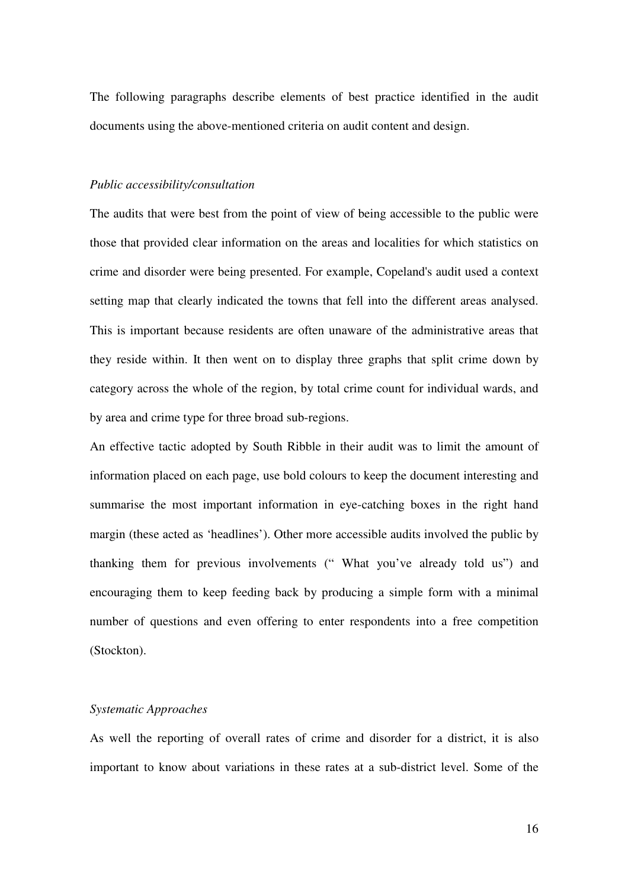The following paragraphs describe elements of best practice identified in the audit documents using the above-mentioned criteria on audit content and design.

*Public accessibility/consultation*

The audits that were best from the point of view of being accessible to the public were those that provided clear information on the areas and localities for which statistics on crime and disorder were being presented. For example, Copeland's audit used a context setting map that clearly indicated the towns that fell into the different areas analysed. This is important because residents are often unaware of the administrative areas that they reside within. It then went on to display three graphs that split crime down by category across the whole of the region, by total crime count for individual wards, and by area and crime type for three broad sub-regions.

An effective tactic adopted by South Ribble in their audit was to limit the amount of information placed on each page, use bold colours to keep the document interesting and summarise the most important information in eye-catching boxes in the right hand margin (these acted as 'headlines'). Other more accessible audits involved the public by thanking them for previous involvements (" What you've already told us") and encouraging them to keep feeding back by producing a simple form with a minimal number of questions and even offering to enter respondents into a free competition (Stockton).

*Systematic Approaches*

As well the reporting of overall rates of crime and disorder for a district, it is also important to know about variations in these rates at a sub-district level. Some of the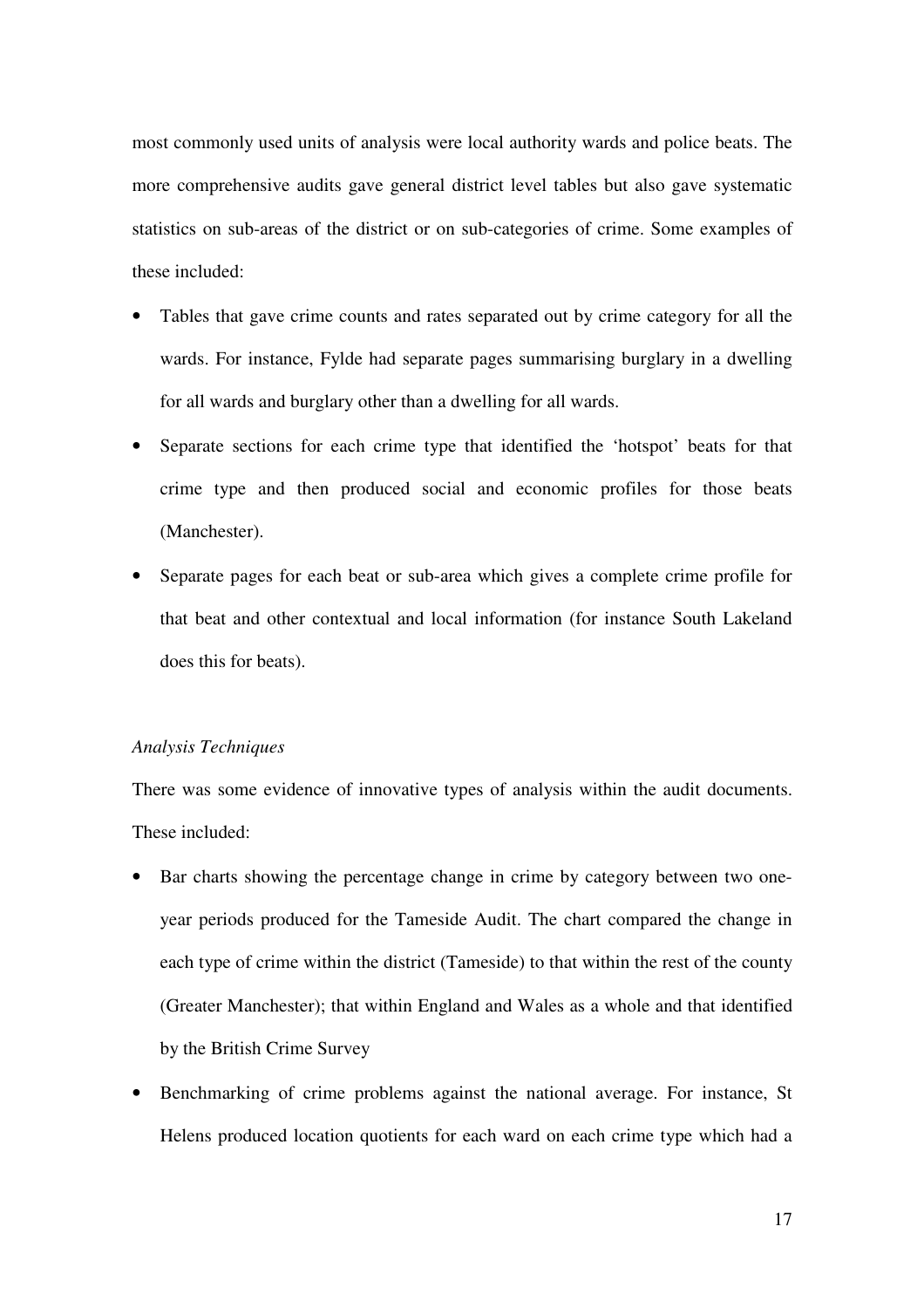most commonly used units of analysis were local authority wards and police beats. The more comprehensive audits gave general district level tables but also gave systematic statistics on sub-areas of the district or on sub-categories of crime. Some examples of these included:

- Tables that gave crime counts and rates separated out by crime category for all the wards. For instance, Fylde had separate pages summarising burglary in a dwelling for all wards and burglary other than a dwelling for all wards.
- Separate sections for each crime type that identified the 'hotspot' beats for that crime type and then produced social and economic profiles for those beats (Manchester).
- Separate pages for each beat or sub-area which gives a complete crime profile for that beat and other contextual and local information (for instance South Lakeland does this for beats).

*Analysis Techniques*

There was some evidence of innovative types of analysis within the audit documents. These included:

- Bar charts showing the percentage change in crime by category between two one-year periods produced for the Tameside Audit. The chart compared the change in each type of crime within the district (Tameside) to that within the rest of the county (Greater Manchester); that within England and Wales as a whole and that identified by the British Crime Survey
- Benchmarking of crime problems against the national average. For instance, St Helens produced location quotients for each ward on each crime type which had a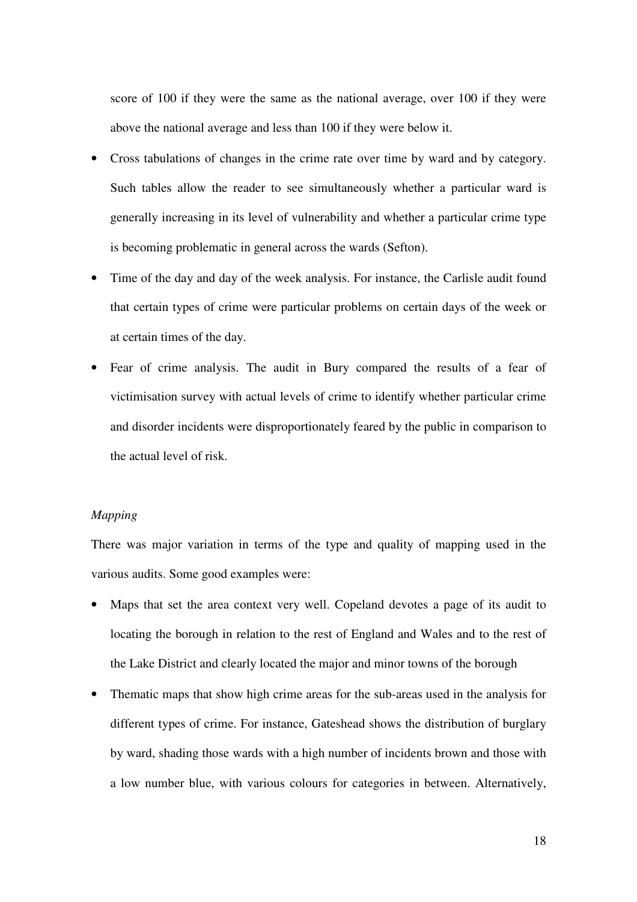score of 100 if they were the same as the national average, over 100 if they were above the national average and less than 100 if they were below it.

- Cross tabulations of changes in the crime rate over time by ward and by category. Such tables allow the reader to see simultaneously whether a particular ward is generally increasing in its level of vulnerability and whether a particular crime type is becoming problematic in general across the wards (Sefton).
- Time of the day and day of the week analysis. For instance, the Carlisle audit found that certain types of crime were particular problems on certain days of the week or at certain times of the day.
- Fear of crime analysis. The audit in Bury compared the results of a fear of victimisation survey with actual levels of crime to identify whether particular crime and disorder incidents were disproportionately feared by the public in comparison to the actual level of risk.

*Mapping*

There was major variation in terms of the type and quality of mapping used in the various audits. Some good examples were:

- Maps that set the area context very well. Copeland devotes a page of its audit to locating the borough in relation to the rest of England and Wales and to the rest of the Lake District and clearly located the major and minor towns of the borough
- Thematic maps that show high crime areas for the sub-areas used in the analysis for different types of crime. For instance, Gateshead shows the distribution of burglary by ward, shading those wards with a high number of incidents brown and those with a low number blue, with various colours for categories in between. Alternatively,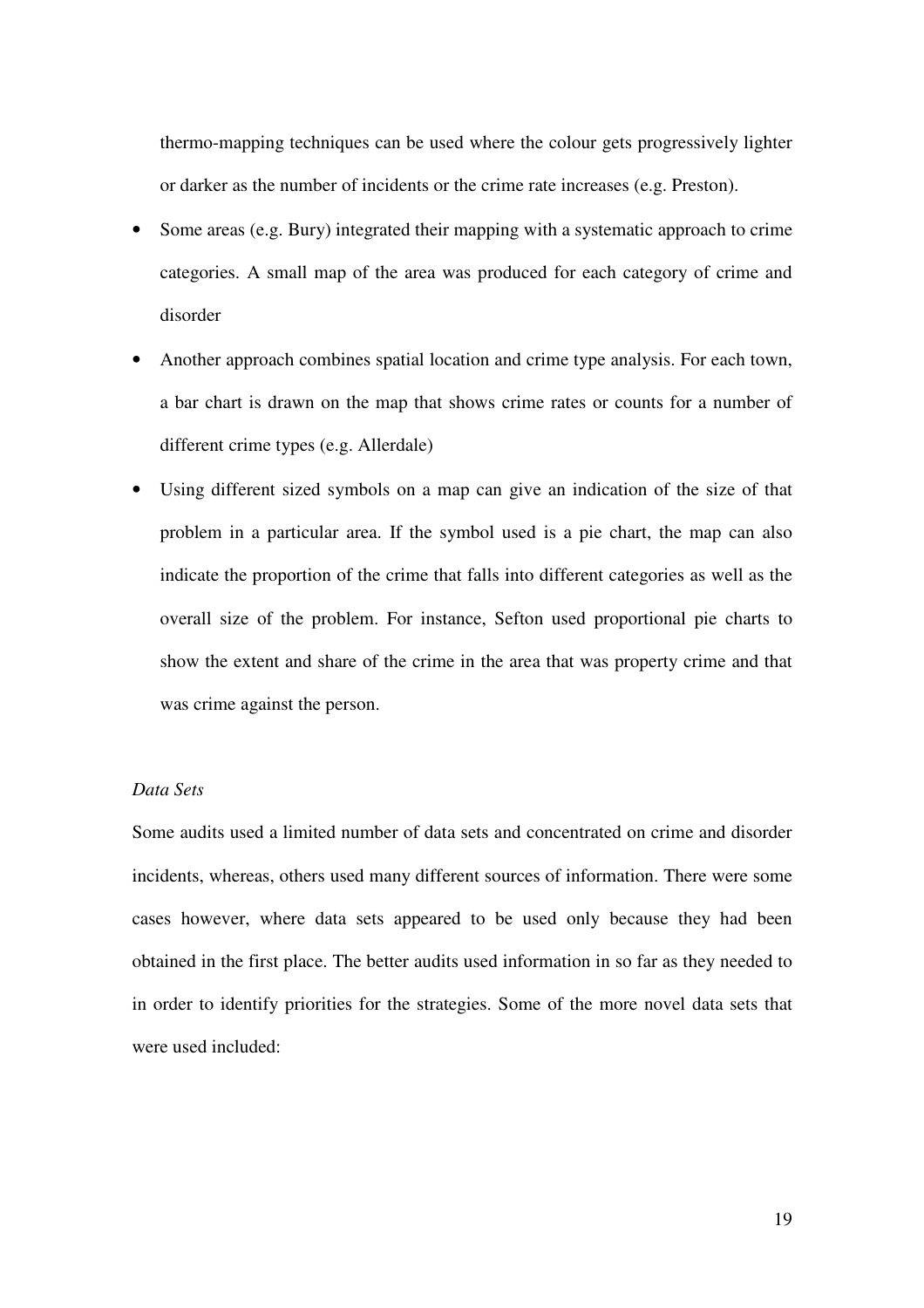thermo-mapping techniques can be used where the colour gets progressively lighter or darker as the number of incidents or the crime rate increases (e.g. Preston).

- Some areas (e.g. Bury) integrated their mapping with a systematic approach to crime categories. A small map of the area was produced for each category of crime and disorder
- Another approach combines spatial location and crime type analysis. For each town, a bar chart is drawn on the map that shows crime rates or counts for a number of different crime types (e.g. Allerdale)
- Using different sized symbols on a map can give an indication of the size of that problem in a particular area. If the symbol used is a pie chart, the map can also indicate the proportion of the crime that falls into different categories as well as the overall size of the problem. For instance, Sefton used proportional pie charts to show the extent and share of the crime in the area that was property crime and that was crime against the person.

*Data Sets*

Some audits used a limited number of data sets and concentrated on crime and disorder incidents, whereas, others used many different sources of information. There were some cases however, where data sets appeared to be used only because they had been obtained in the first place. The better audits used information in so far as they needed to in order to identify priorities for the strategies. Some of the more novel data sets that were used included: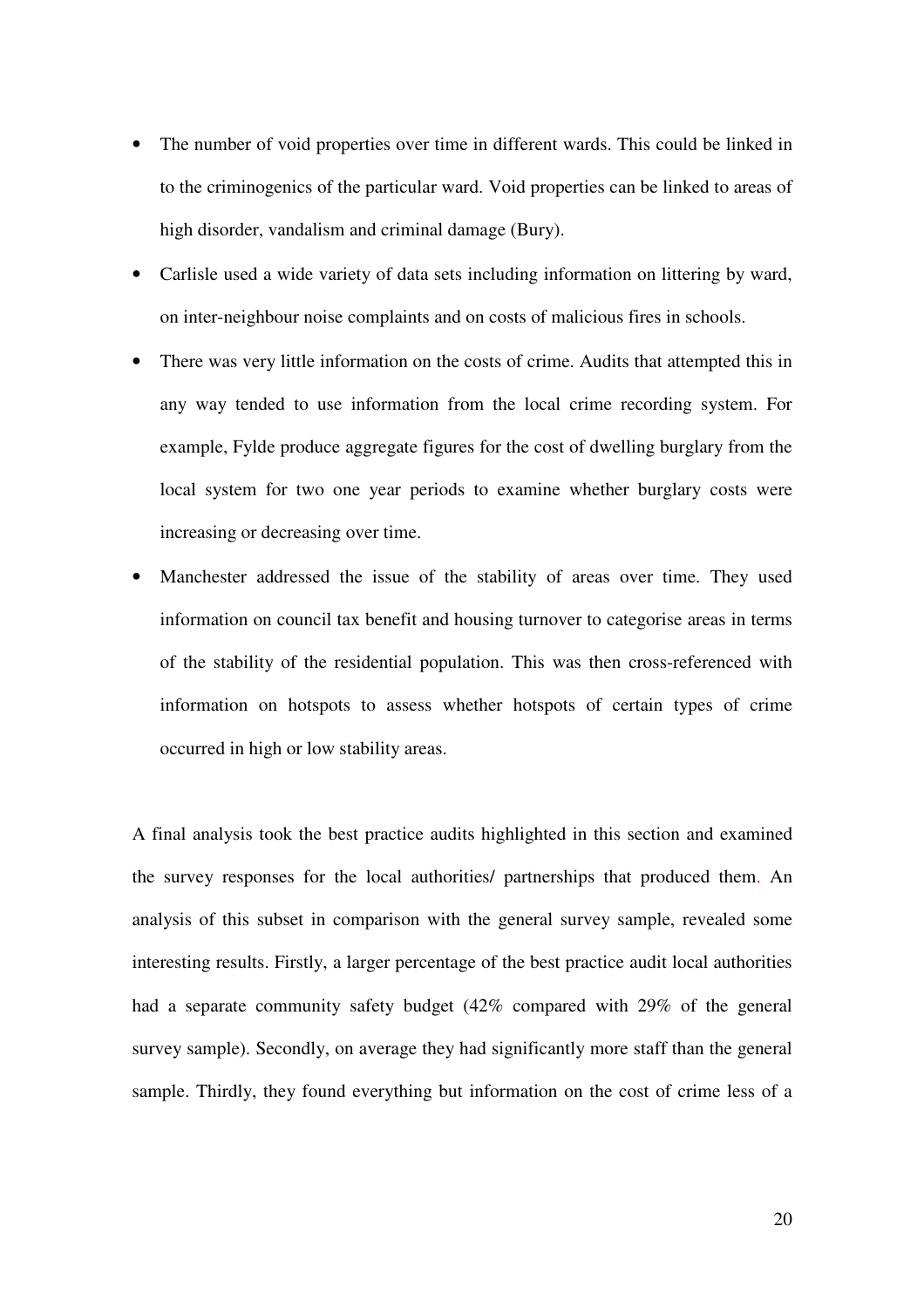- The number of void properties over time in different wards. This could be linked in to the criminogenics of the particular ward. Void properties can be linked to areas of high disorder, vandalism and criminal damage (Bury).
- Carlisle used a wide variety of data sets including information on littering by ward, on inter-neighbour noise complaints and on costs of malicious fires in schools.
- There was very little information on the costs of crime. Audits that attempted this in any way tended to use information from the local crime recording system. For example, Fylde produce aggregate figures for the cost of dwelling burglary from the local system for two one year periods to examine whether burglary costs were increasing or decreasing over time.
- Manchester addressed the issue of the stability of areas over time. They used information on council tax benefit and housing turnover to categorise areas in terms of the stability of the residential population. This was then cross-referenced with information on hotspots to assess whether hotspots of certain types of crime occurred in high or low stability areas.

A final analysis took the best practice audits highlighted in this section and examined the survey responses for the local authorities/ partnerships that produced them. An analysis of this subset in comparison with the general survey sample, revealed some interesting results. Firstly, a larger percentage of the best practice audit local authorities had a separate community safety budget (42% compared with 29% of the general survey sample). Secondly, on average they had significantly more staff than the general sample. Thirdly, they found everything but information on the cost of crime less of a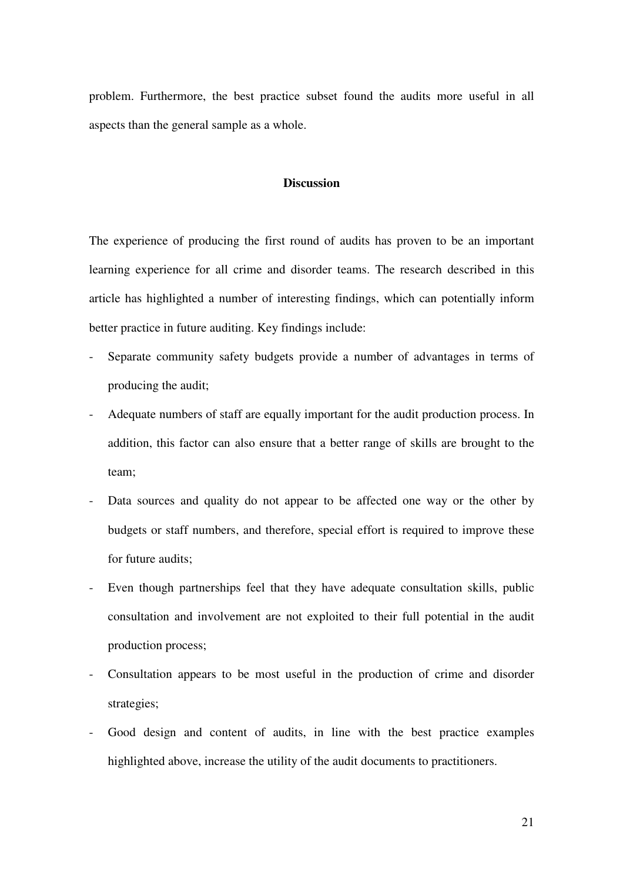problem. Furthermore, the best practice subset found the audits more useful in all aspects than the general sample as a whole.

## Discussion

The experience of producing the first round of audits has proven to be an important learning experience for all crime and disorder teams. The research described in this article has highlighted a number of interesting findings, which can potentially inform better practice in future auditing. Key findings include:

- Separate community safety budgets provide a number of advantages in terms of producing the audit;
- Adequate numbers of staff are equally important for the audit production process. In addition, this factor can also ensure that a better range of skills are brought to the team;
- Data sources and quality do not appear to be affected one way or the other by budgets or staff numbers, and therefore, special effort is required to improve these for future audits;
- Even though partnerships feel that they have adequate consultation skills, public consultation and involvement are not exploited to their full potential in the audit production process;
- Consultation appears to be most useful in the production of crime and disorder strategies;
- Good design and content of audits, in line with the best practice examples highlighted above, increase the utility of the audit documents to practitioners.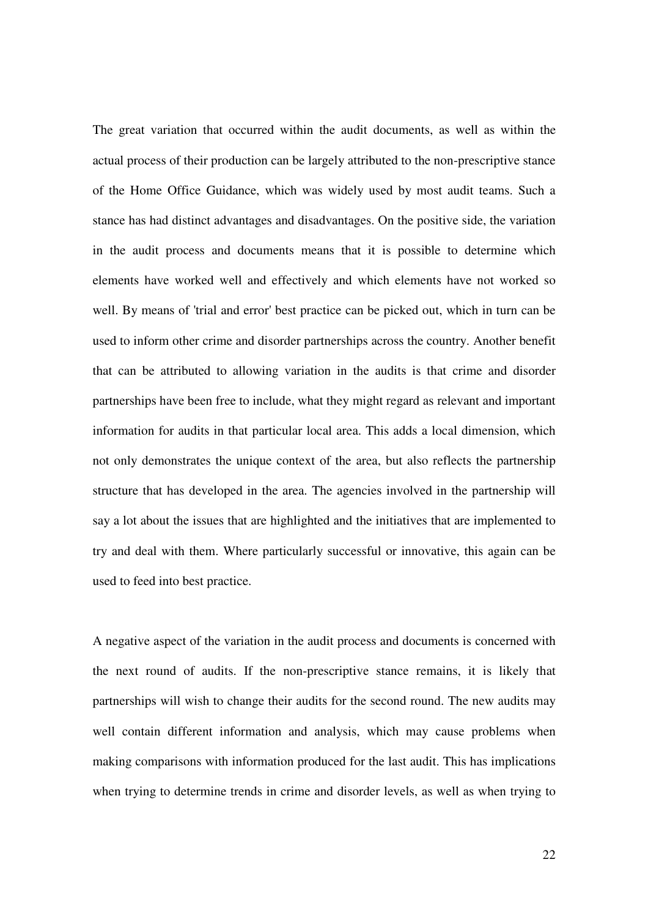The great variation that occurred within the audit documents, as well as within the actual process of their production can be largely attributed to the non-prescriptive stance of the Home Office Guidance, which was widely used by most audit teams. Such a stance has had distinct advantages and disadvantages. On the positive side, the variation in the audit process and documents means that it is possible to determine which elements have worked well and effectively and which elements have not worked so well. By means of 'trial and error' best practice can be picked out, which in turn can be used to inform other crime and disorder partnerships across the country. Another benefit that can be attributed to allowing variation in the audits is that crime and disorder partnerships have been free to include, what they might regard as relevant and important information for audits in that particular local area. This adds a local dimension, which not only demonstrates the unique context of the area, but also reflects the partnership structure that has developed in the area. The agencies involved in the partnership will say a lot about the issues that are highlighted and the initiatives that are implemented to try and deal with them. Where particularly successful or innovative, this again can be used to feed into best practice.

A negative aspect of the variation in the audit process and documents is concerned with the next round of audits. If the non-prescriptive stance remains, it is likely that partnerships will wish to change their audits for the second round. The new audits may well contain different information and analysis, which may cause problems when making comparisons with information produced for the last audit. This has implications when trying to determine trends in crime and disorder levels, as well as when trying to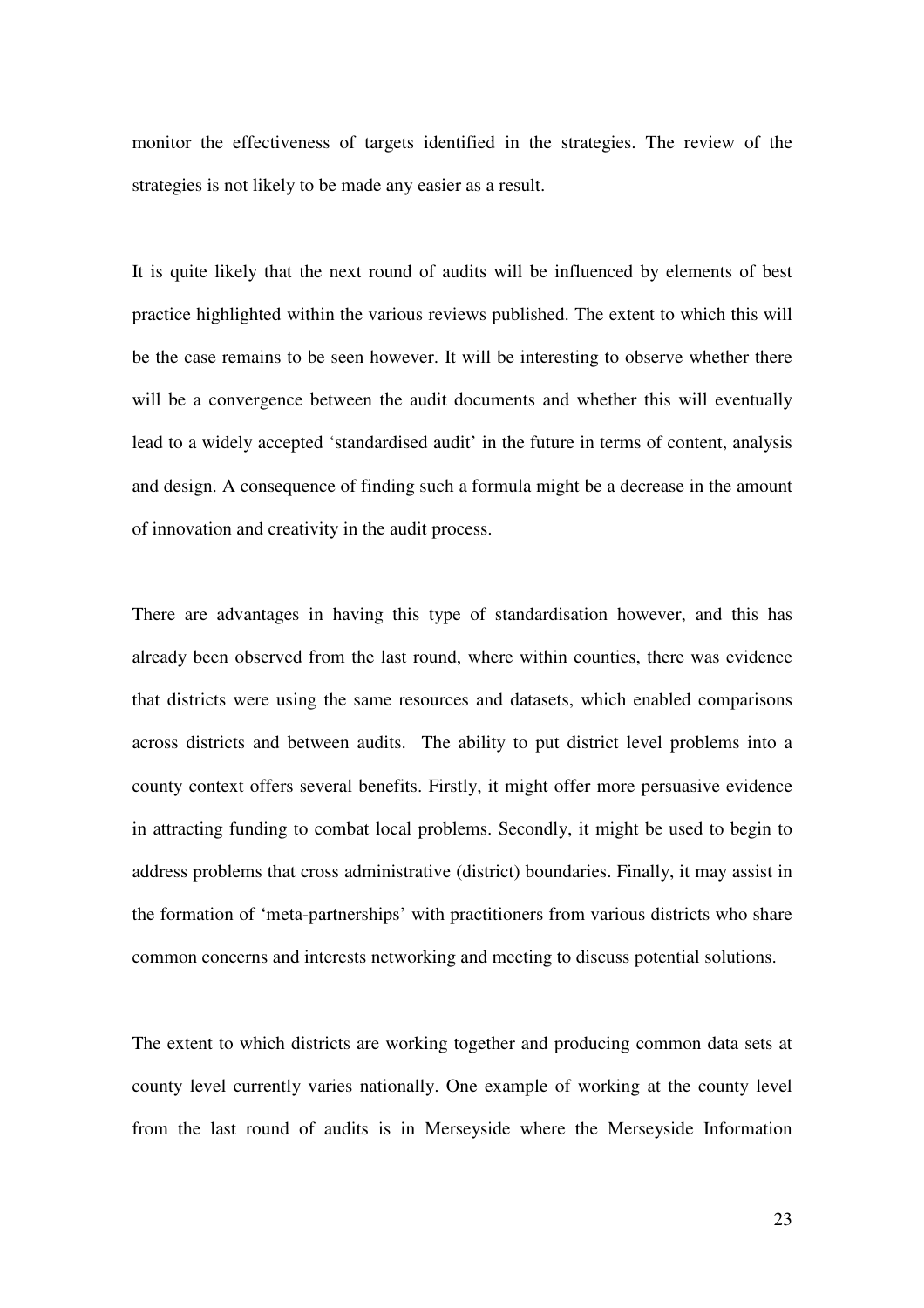monitor the effectiveness of targets identified in the strategies. The review of the strategies is not likely to be made any easier as a result.

It is quite likely that the next round of audits will be influenced by elements of best practice highlighted within the various reviews published. The extent to which this will be the case remains to be seen however. It will be interesting to observe whether there will be a convergence between the audit documents and whether this will eventually lead to a widely accepted 'standardised audit' in the future in terms of content, analysis and design. A consequence of finding such a formula might be a decrease in the amount of innovation and creativity in the audit process.

There are advantages in having this type of standardisation however, and this has already been observed from the last round, where within counties, there was evidence that districts were using the same resources and datasets, which enabled comparisons across districts and between audits. The ability to put district level problems into a county context offers several benefits. Firstly, it might offer more persuasive evidence in attracting funding to combat local problems. Secondly, it might be used to begin to address problems that cross administrative (district) boundaries. Finally, it may assist in the formation of 'meta-partnerships' with practitioners from various districts who share common concerns and interests networking and meeting to discuss potential solutions.

The extent to which districts are working together and producing common data sets at county level currently varies nationally. One example of working at the county level from the last round of audits is in Merseyside where the Merseyside Information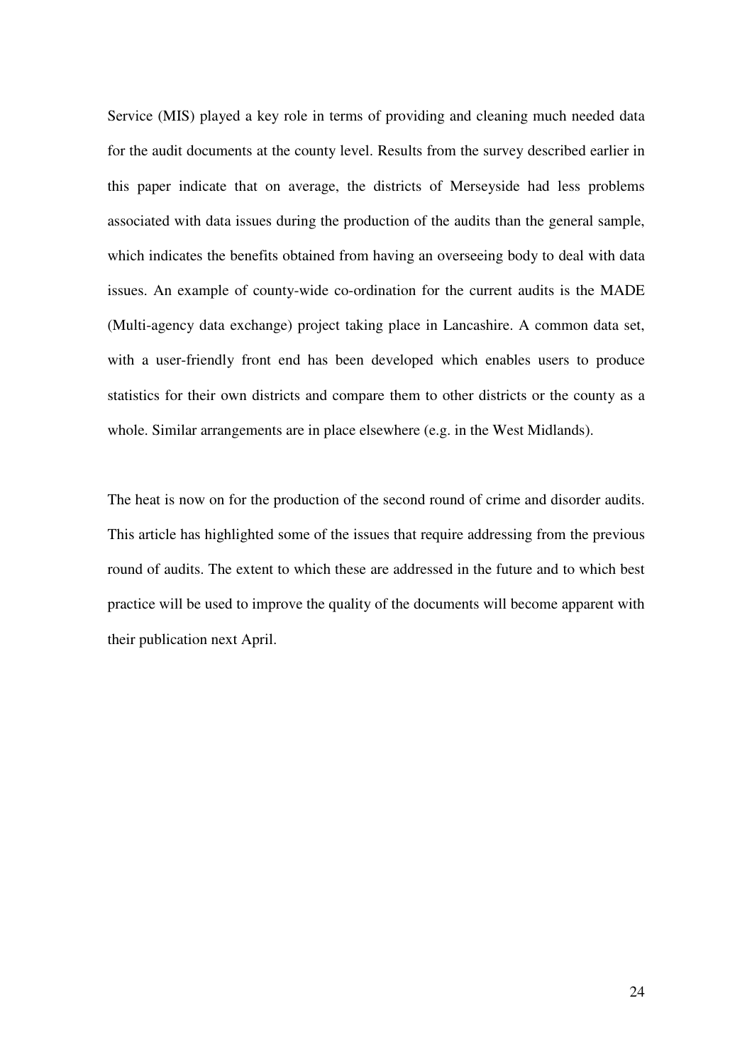Service (MIS) played a key role in terms of providing and cleaning much needed data for the audit documents at the county level. Results from the survey described earlier in this paper indicate that on average, the districts of Merseyside had less problems associated with data issues during the production of the audits than the general sample, which indicates the benefits obtained from having an overseeing body to deal with data issues. An example of county-wide co-ordination for the current audits is the MADE (Multi-agency data exchange) project taking place in Lancashire. A common data set, with a user-friendly front end has been developed which enables users to produce statistics for their own districts and compare them to other districts or the county as a whole. Similar arrangements are in place elsewhere (e.g. in the West Midlands).

The heat is now on for the production of the second round of crime and disorder audits. This article has highlighted some of the issues that require addressing from the previous round of audits. The extent to which these are addressed in the future and to which best practice will be used to improve the quality of the documents will become apparent with their publication next April.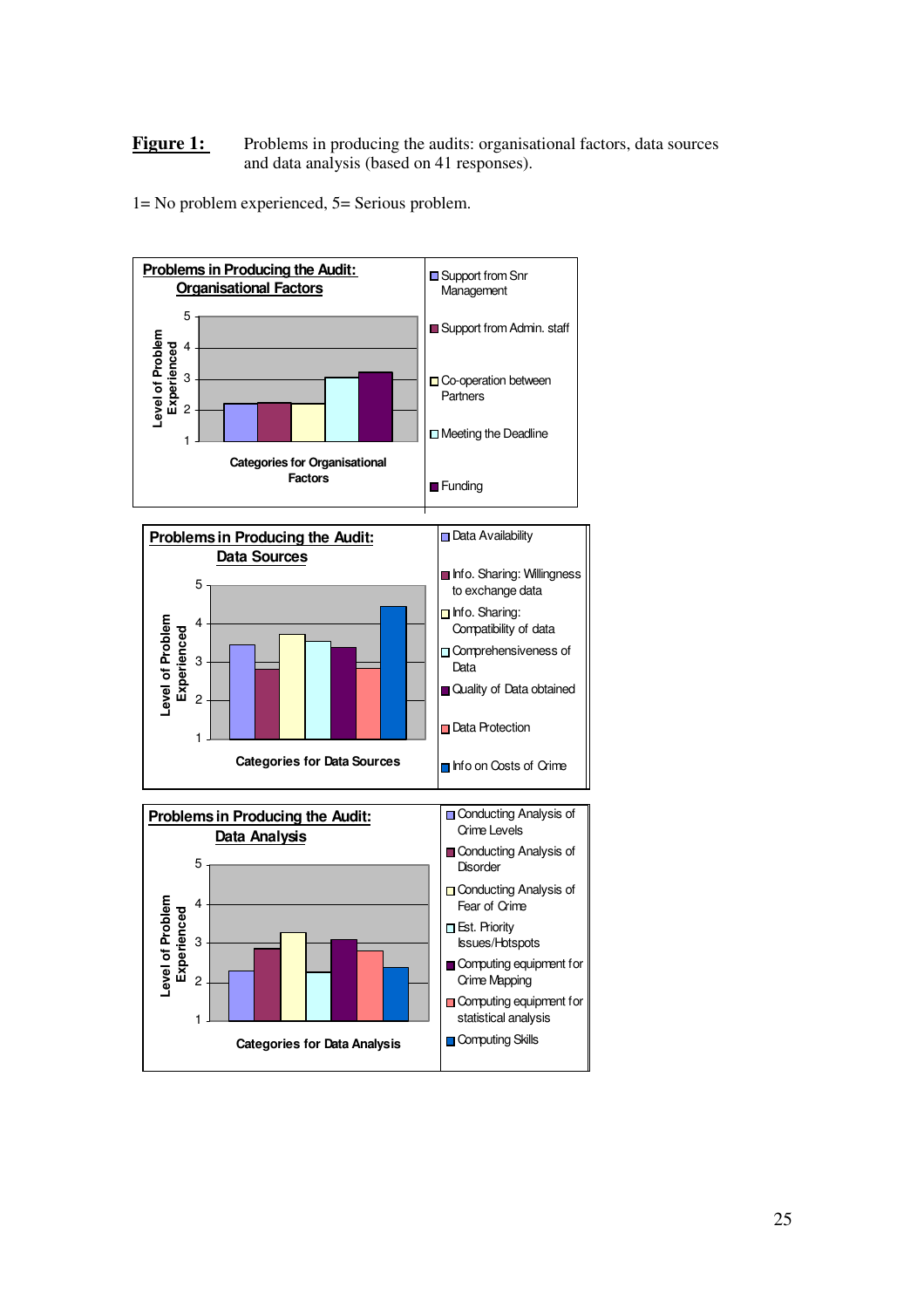**Figure 1:** Problems in producing the audits: organisational factors, data sources and data analysis (based on 41 responses).

1= No problem experienced, 5= Serious problem.

**Problems in Producing the Audit: Organisational Factors**

Level of Problem Experienced

5
4
3
2
1

Categories for Organisational Factors

- Support from Snr Management
- Support from Admin. staff
- Co-operation between Partners
- Meeting the Deadline
- Funding

**Problems in Producing the Audit: Data Sources**

Level of Problem Experienced

5
4
3
2
1

Categories for Data Sources

- Data Availability
- Info. Sharing: Willingness to exchange data
- Info. Sharing: Compatibility of data
- Comprehensiveness of Data
- Quality of Data obtained
- Data Protection
- Info on Costs of Crime

**Problems in Producing the Audit: Data Analysis**

Level of Problem Experienced

5
4
3
2
1

Categories for Data Analysis

- Conducting Analysis of Crime Levels
- Conducting Analysis of Disorder
- Conducting Analysis of Fear of Crime
- Est. Priority Issues/Hotspots
- Computing equipment for Crime Mapping
- Computing equipment for statistical analysis
- Computing Skills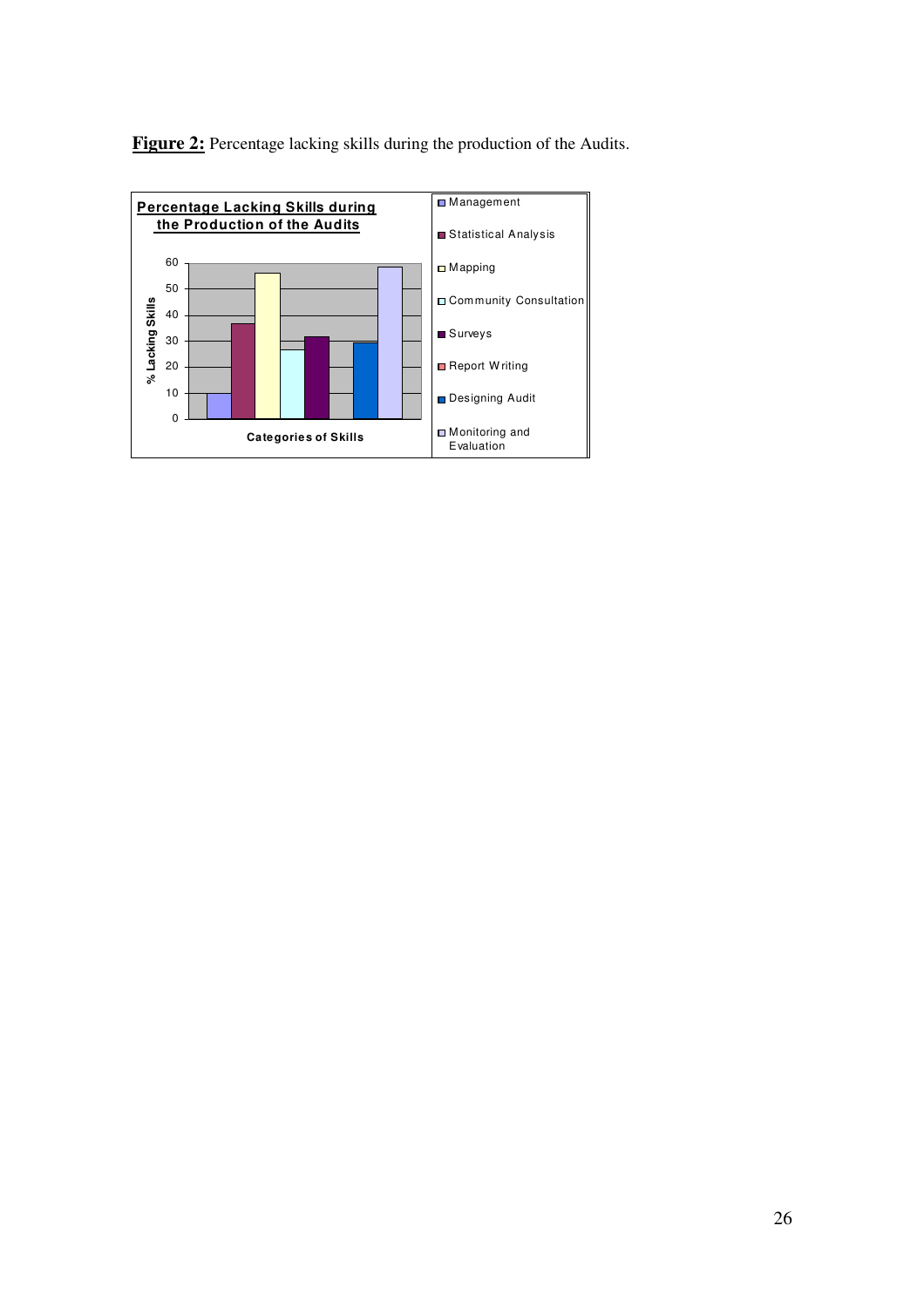**Figure 2:** Percentage lacking skills during the production of the Audits.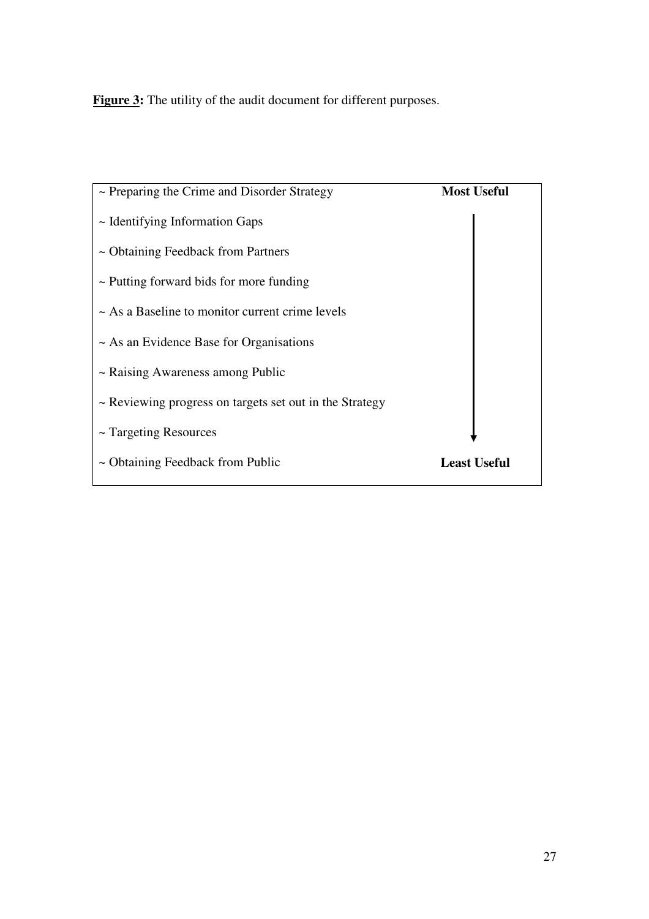**Figure 3:** The utility of the audit document for different purposes.

| | |
|---|---|
| ~ Preparing the Crime and Disorder Strategy | **Most Useful** |
| ~ Identifying Information Gaps | ↓ |
| ~ Obtaining Feedback from Partners | |
| ~ Putting forward bids for more funding | |
| ~ As a Baseline to monitor current crime levels | |
| ~ As an Evidence Base for Organisations | |
| ~ Raising Awareness among Public | |
| ~ Reviewing progress on targets set out in the Strategy | |
| ~ Targeting Resources | |
| ~ Obtaining Feedback from Public | **Least Useful** |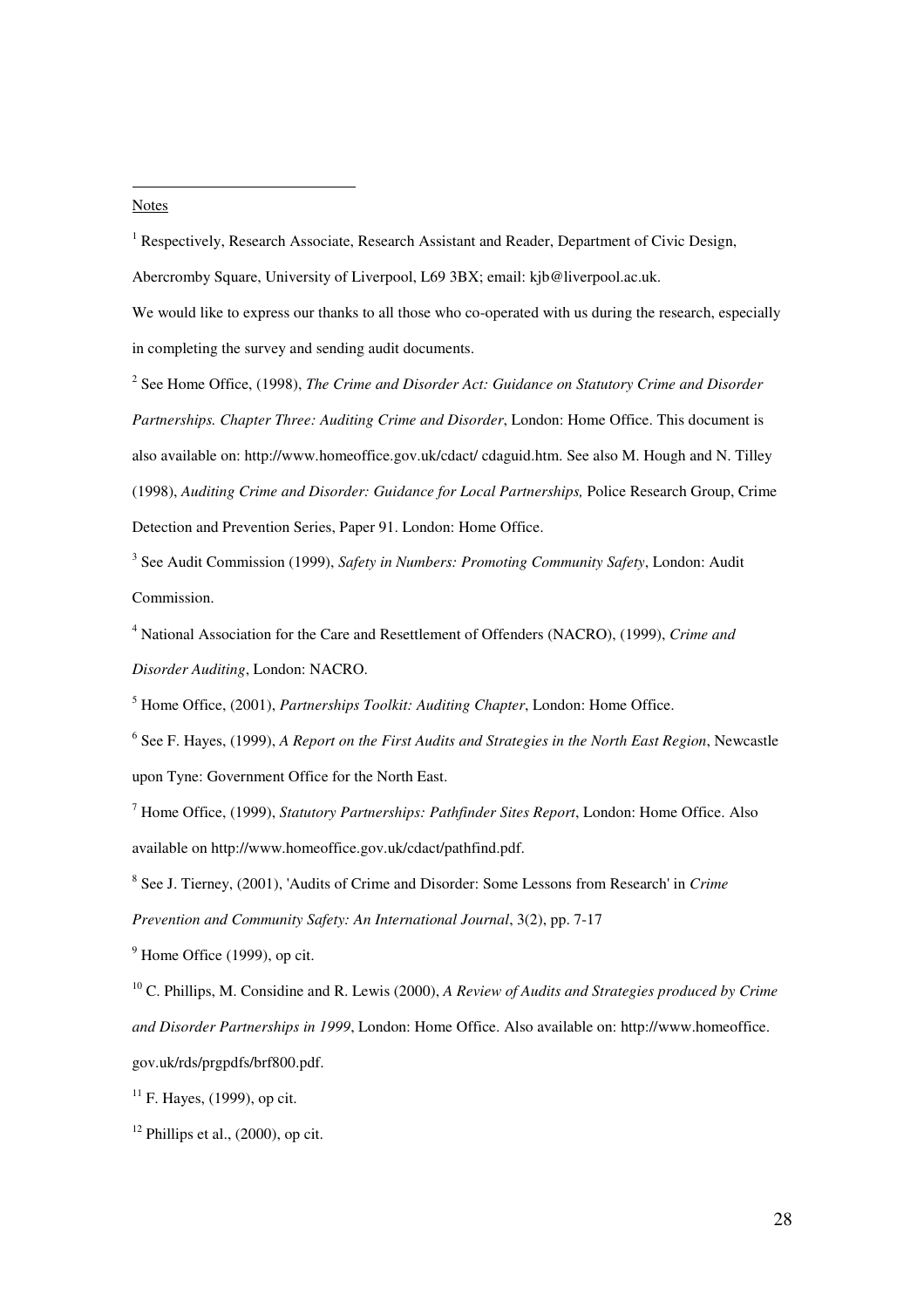Notes

[1] Respectively, Research Associate, Research Assistant and Reader, Department of Civic Design, Abercromby Square, University of Liverpool, L69 3BX; email: kjb@liverpool.ac.uk.

We would like to express our thanks to all those who co-operated with us during the research, especially in completing the survey and sending audit documents.

[2] See Home Office, (1998), *The Crime and Disorder Act: Guidance on Statutory Crime and Disorder Partnerships. Chapter Three: Auditing Crime and Disorder*, London: Home Office. This document is also available on: http://www.homeoffice.gov.uk/cdact/ cdaguid.htm. See also M. Hough and N. Tilley (1998), *Auditing Crime and Disorder: Guidance for Local Partnerships,* Police Research Group, Crime Detection and Prevention Series, Paper 91. London: Home Office.

[3] See Audit Commission (1999), *Safety in Numbers: Promoting Community Safety*, London: Audit Commission.

[4] National Association for the Care and Resettlement of Offenders (NACRO), (1999), *Crime and Disorder Auditing*, London: NACRO.

[5] Home Office, (2001), *Partnerships Toolkit: Auditing Chapter*, London: Home Office.

[6] See F. Hayes, (1999), *A Report on the First Audits and Strategies in the North East Region*, Newcastle upon Tyne: Government Office for the North East.

[7] Home Office, (1999), *Statutory Partnerships: Pathfinder Sites Report*, London: Home Office. Also available on http://www.homeoffice.gov.uk/cdact/pathfind.pdf.

[8] See J. Tierney, (2001), 'Audits of Crime and Disorder: Some Lessons from Research' in *Crime Prevention and Community Safety: An International Journal*, 3(2), pp. 7-17

[9] Home Office (1999), op cit.

[10] C. Phillips, M. Considine and R. Lewis (2000), *A Review of Audits and Strategies produced by Crime and Disorder Partnerships in 1999*, London: Home Office. Also available on: http://www.homeoffice. gov.uk/rds/prgpdfs/brf800.pdf.

[11] F. Hayes, (1999), op cit.

[12] Phillips et al., (2000), op cit.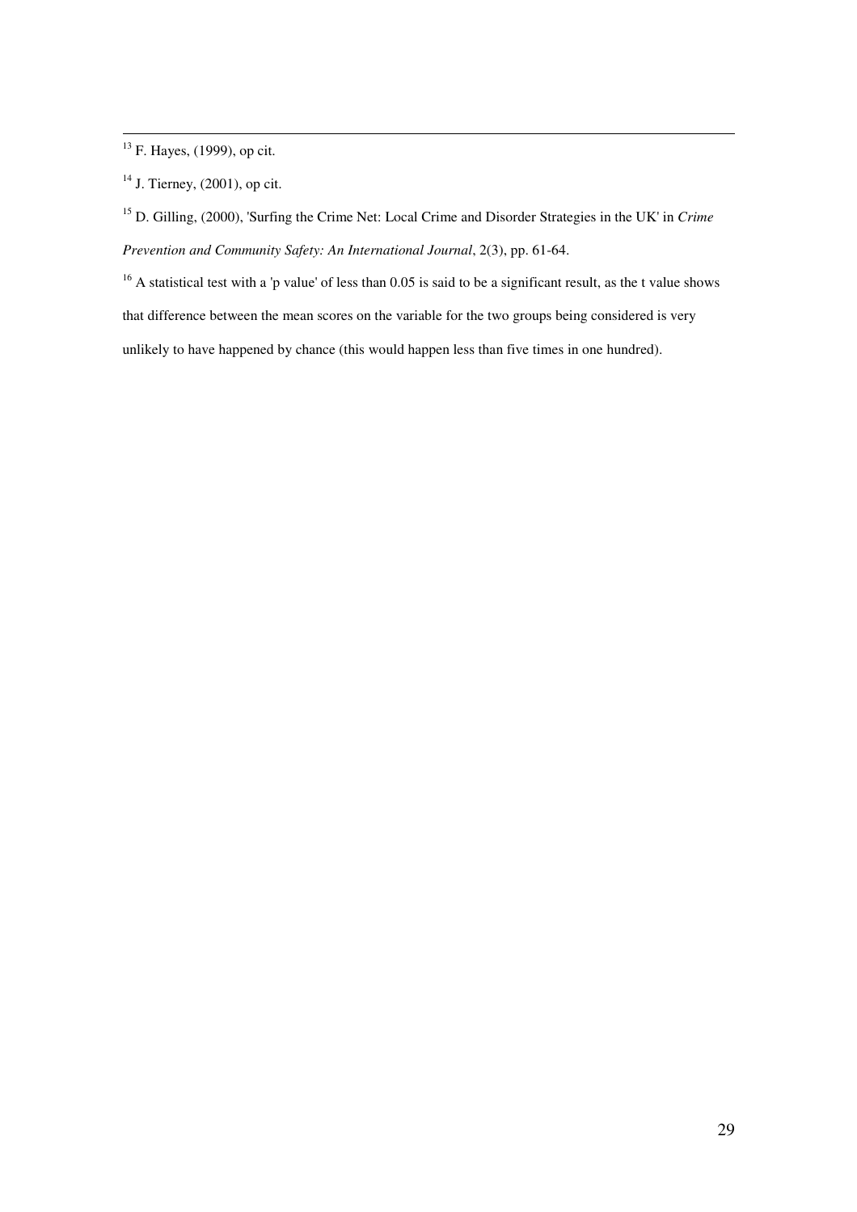[13] F. Hayes, (1999), op cit.

[14] J. Tierney, (2001), op cit.

[15] D. Gilling, (2000), 'Surfing the Crime Net: Local Crime and Disorder Strategies in the UK' in *Crime Prevention and Community Safety: An International Journal*, 2(3), pp. 61-64.

[16] A statistical test with a 'p value' of less than 0.05 is said to be a significant result, as the t value shows that difference between the mean scores on the variable for the two groups being considered is very unlikely to have happened by chance (this would happen less than five times in one hundred).